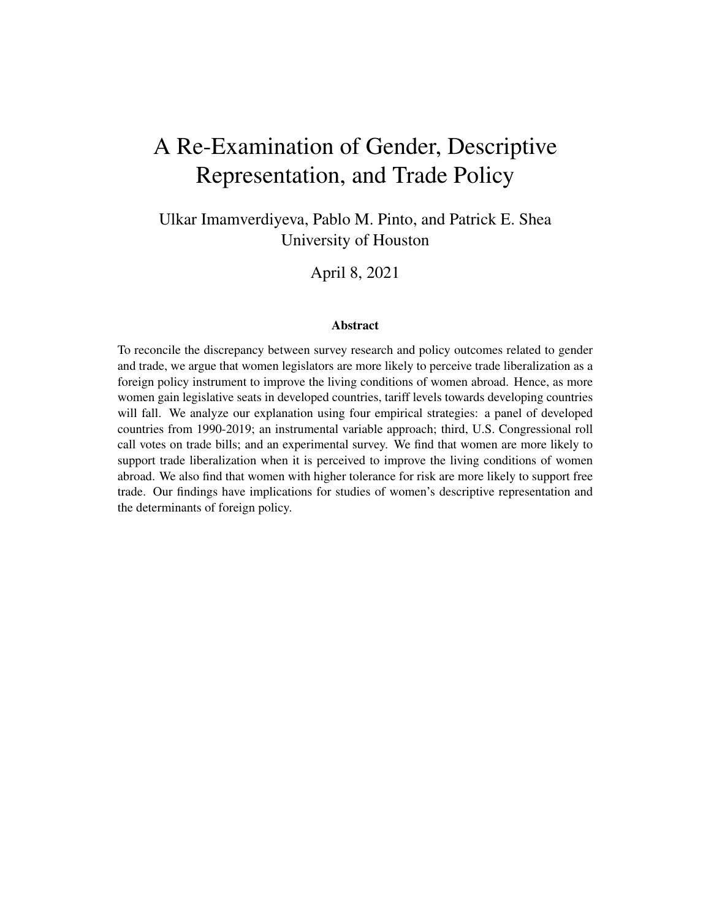# A Re-Examination of Gender, Descriptive Representation, and Trade Policy

Ulkar Imamverdiyeva, Pablo M. Pinto, and Patrick E. Shea
University of Houston

April 8, 2021

### Abstract

To reconcile the discrepancy between survey research and policy outcomes related to gender and trade, we argue that women legislators are more likely to perceive trade liberalization as a foreign policy instrument to improve the living conditions of women abroad. Hence, as more women gain legislative seats in developed countries, tariff levels towards developing countries will fall. We analyze our explanation using four empirical strategies: a panel of developed countries from 1990-2019; an instrumental variable approach; third, U.S. Congressional roll call votes on trade bills; and an experimental survey. We find that women are more likely to support trade liberalization when it is perceived to improve the living conditions of women abroad. We also find that women with higher tolerance for risk are more likely to support free trade. Our findings have implications for studies of women's descriptive representation and the determinants of foreign policy.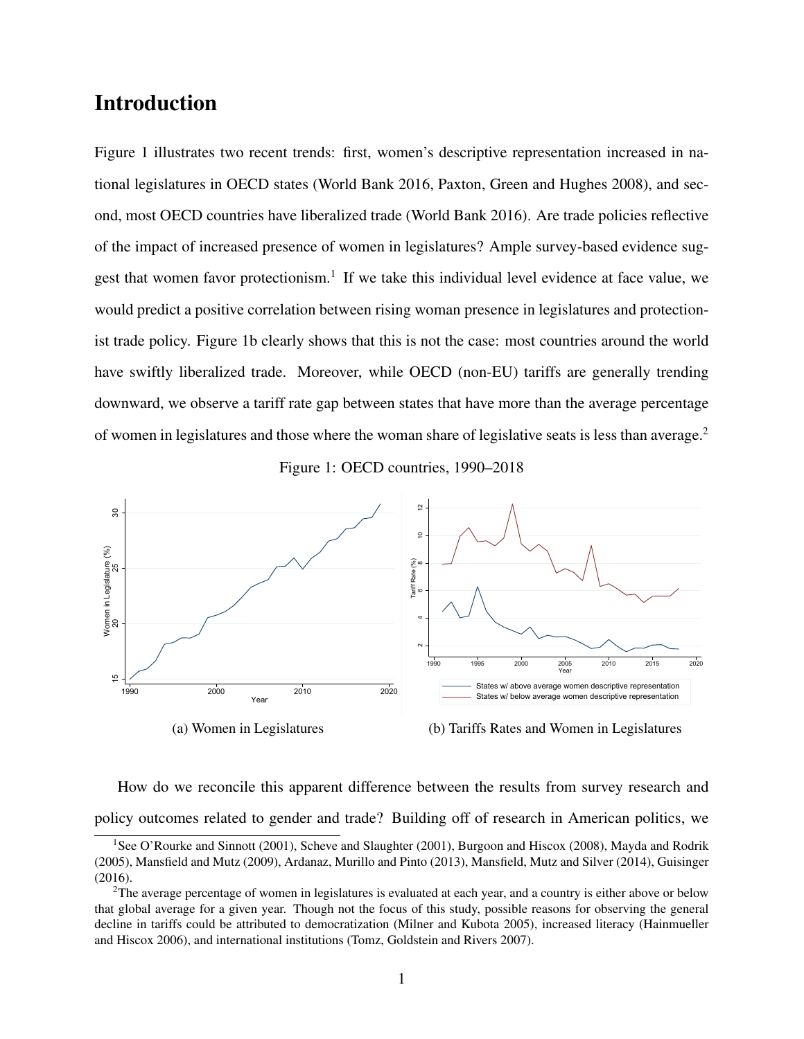# Introduction

Figure 1 illustrates two recent trends: first, women's descriptive representation increased in national legislatures in OECD states (World Bank 2016, Paxton, Green and Hughes 2008), and second, most OECD countries have liberalized trade (World Bank 2016). Are trade policies reflective of the impact of increased presence of women in legislatures? Ample survey-based evidence suggest that women favor protectionism.[1] If we take this individual level evidence at face value, we would predict a positive correlation between rising woman presence in legislatures and protectionist trade policy. Figure 1b clearly shows that this is not the case: most countries around the world have swiftly liberalized trade. Moreover, while OECD (non-EU) tariffs are generally trending downward, we observe a tariff rate gap between states that have more than the average percentage of women in legislatures and those where the woman share of legislative seats is less than average.[2]

Figure 1: OECD countries, 1990–2018

(a) Women in Legislatures

(b) Tariffs Rates and Women in Legislatures

How do we reconcile this apparent difference between the results from survey research and policy outcomes related to gender and trade? Building off of research in American politics, we

[1] See O'Rourke and Sinnott (2001), Scheve and Slaughter (2001), Burgoon and Hiscox (2008), Mayda and Rodrik (2005), Mansfield and Mutz (2009), Ardanaz, Murillo and Pinto (2013), Mansfield, Mutz and Silver (2014), Guisinger (2016).

[2] The average percentage of women in legislatures is evaluated at each year, and a country is either above or below that global average for a given year. Though not the focus of this study, possible reasons for observing the general decline in tariffs could be attributed to democratization (Milner and Kubota 2005), increased literacy (Hainmueller and Hiscox 2006), and international institutions (Tomz, Goldstein and Rivers 2007).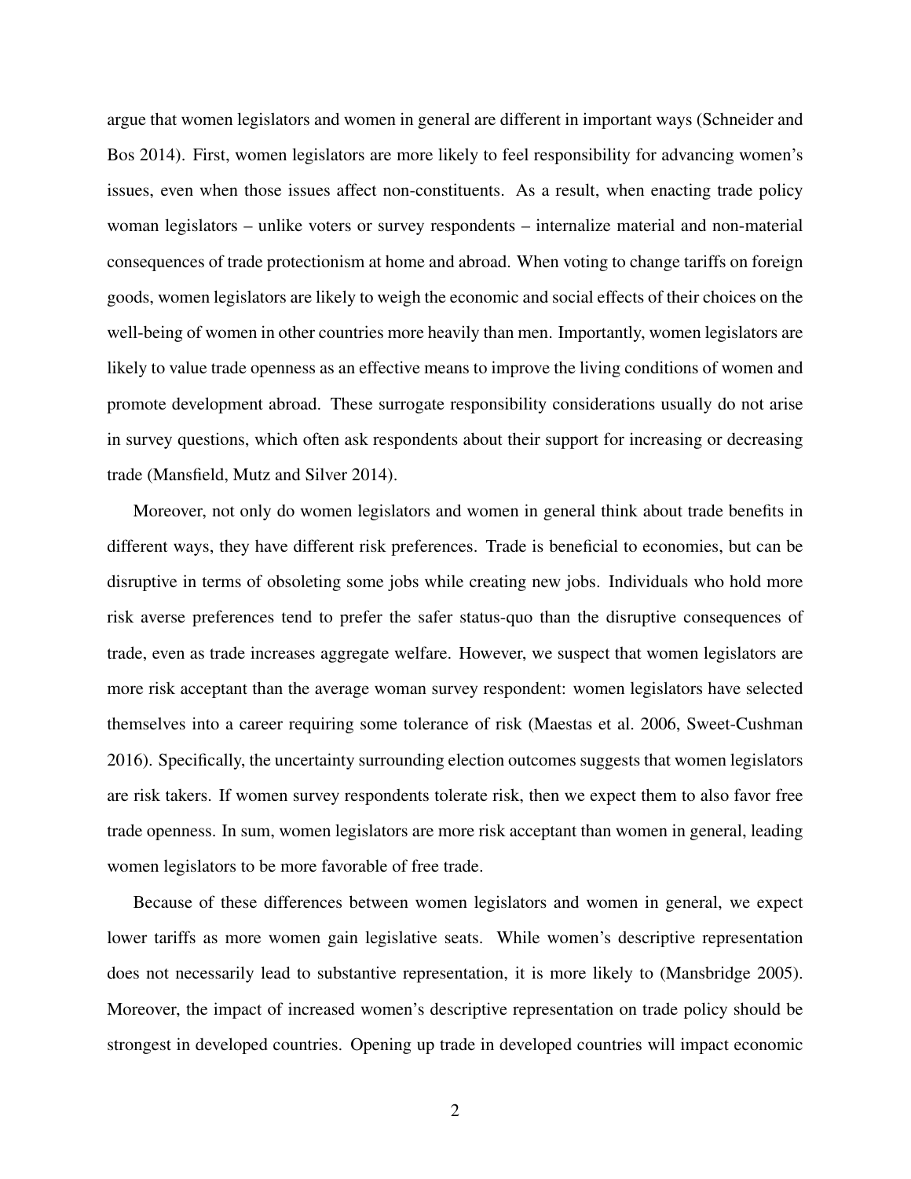argue that women legislators and women in general are different in important ways (Schneider and Bos 2014). First, women legislators are more likely to feel responsibility for advancing women's issues, even when those issues affect non-constituents. As a result, when enacting trade policy woman legislators – unlike voters or survey respondents – internalize material and non-material consequences of trade protectionism at home and abroad. When voting to change tariffs on foreign goods, women legislators are likely to weigh the economic and social effects of their choices on the well-being of women in other countries more heavily than men. Importantly, women legislators are likely to value trade openness as an effective means to improve the living conditions of women and promote development abroad. These surrogate responsibility considerations usually do not arise in survey questions, which often ask respondents about their support for increasing or decreasing trade (Mansfield, Mutz and Silver 2014).

Moreover, not only do women legislators and women in general think about trade benefits in different ways, they have different risk preferences. Trade is beneficial to economies, but can be disruptive in terms of obsoleting some jobs while creating new jobs. Individuals who hold more risk averse preferences tend to prefer the safer status-quo than the disruptive consequences of trade, even as trade increases aggregate welfare. However, we suspect that women legislators are more risk acceptant than the average woman survey respondent: women legislators have selected themselves into a career requiring some tolerance of risk (Maestas et al. 2006, Sweet-Cushman 2016). Specifically, the uncertainty surrounding election outcomes suggests that women legislators are risk takers. If women survey respondents tolerate risk, then we expect them to also favor free trade openness. In sum, women legislators are more risk acceptant than women in general, leading women legislators to be more favorable of free trade.

Because of these differences between women legislators and women in general, we expect lower tariffs as more women gain legislative seats. While women's descriptive representation does not necessarily lead to substantive representation, it is more likely to (Mansbridge 2005). Moreover, the impact of increased women's descriptive representation on trade policy should be strongest in developed countries. Opening up trade in developed countries will impact economic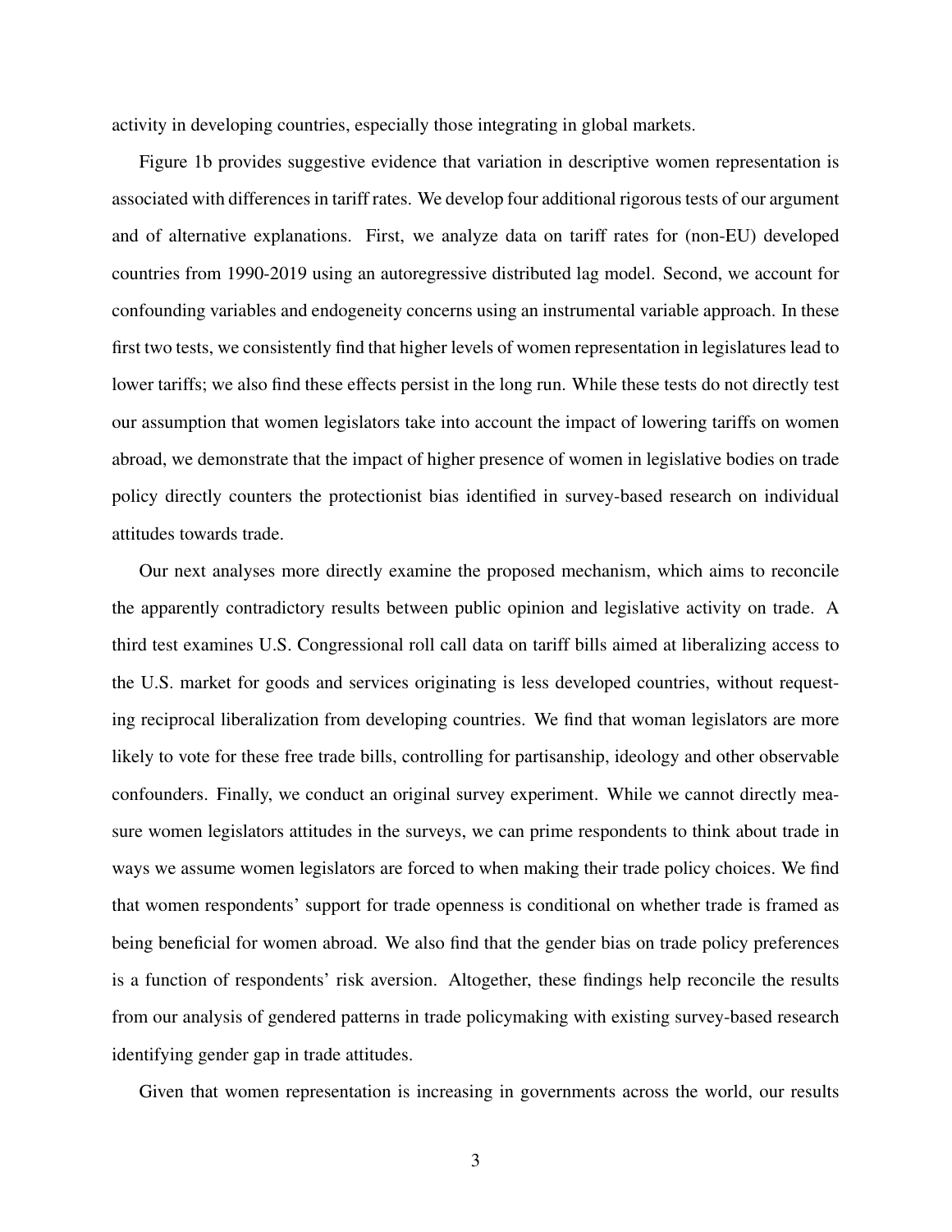activity in developing countries, especially those integrating in global markets.

Figure 1b provides suggestive evidence that variation in descriptive women representation is associated with differences in tariff rates. We develop four additional rigorous tests of our argument and of alternative explanations. First, we analyze data on tariff rates for (non-EU) developed countries from 1990-2019 using an autoregressive distributed lag model. Second, we account for confounding variables and endogeneity concerns using an instrumental variable approach. In these first two tests, we consistently find that higher levels of women representation in legislatures lead to lower tariffs; we also find these effects persist in the long run. While these tests do not directly test our assumption that women legislators take into account the impact of lowering tariffs on women abroad, we demonstrate that the impact of higher presence of women in legislative bodies on trade policy directly counters the protectionist bias identified in survey-based research on individual attitudes towards trade.

Our next analyses more directly examine the proposed mechanism, which aims to reconcile the apparently contradictory results between public opinion and legislative activity on trade. A third test examines U.S. Congressional roll call data on tariff bills aimed at liberalizing access to the U.S. market for goods and services originating is less developed countries, without requesting reciprocal liberalization from developing countries. We find that woman legislators are more likely to vote for these free trade bills, controlling for partisanship, ideology and other observable confounders. Finally, we conduct an original survey experiment. While we cannot directly measure women legislators attitudes in the surveys, we can prime respondents to think about trade in ways we assume women legislators are forced to when making their trade policy choices. We find that women respondents' support for trade openness is conditional on whether trade is framed as being beneficial for women abroad. We also find that the gender bias on trade policy preferences is a function of respondents' risk aversion. Altogether, these findings help reconcile the results from our analysis of gendered patterns in trade policymaking with existing survey-based research identifying gender gap in trade attitudes.

Given that women representation is increasing in governments across the world, our results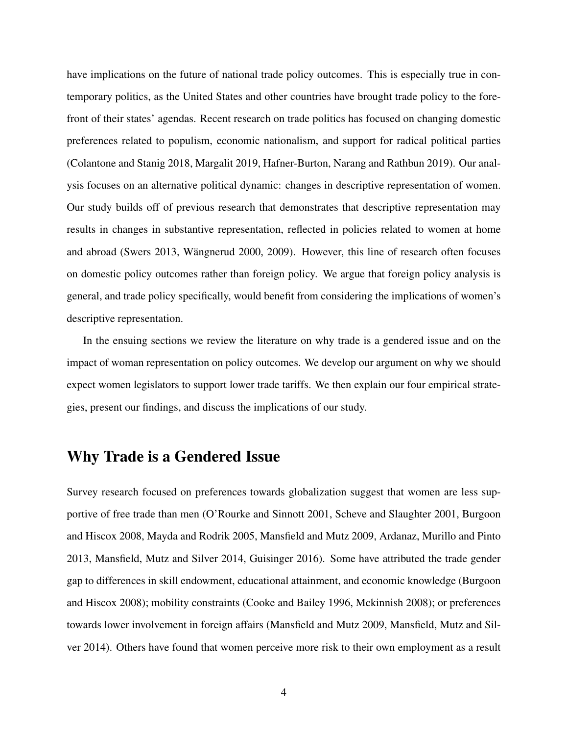have implications on the future of national trade policy outcomes. This is especially true in contemporary politics, as the United States and other countries have brought trade policy to the forefront of their states' agendas. Recent research on trade politics has focused on changing domestic preferences related to populism, economic nationalism, and support for radical political parties (Colantone and Stanig 2018, Margalit 2019, Hafner-Burton, Narang and Rathbun 2019). Our analysis focuses on an alternative political dynamic: changes in descriptive representation of women. Our study builds off of previous research that demonstrates that descriptive representation may results in changes in substantive representation, reflected in policies related to women at home and abroad (Swers 2013, Wängnerud 2000, 2009). However, this line of research often focuses on domestic policy outcomes rather than foreign policy. We argue that foreign policy analysis is general, and trade policy specifically, would benefit from considering the implications of women's descriptive representation.

In the ensuing sections we review the literature on why trade is a gendered issue and on the impact of woman representation on policy outcomes. We develop our argument on why we should expect women legislators to support lower trade tariffs. We then explain our four empirical strategies, present our findings, and discuss the implications of our study.

## Why Trade is a Gendered Issue

Survey research focused on preferences towards globalization suggest that women are less supportive of free trade than men (O'Rourke and Sinnott 2001, Scheve and Slaughter 2001, Burgoon and Hiscox 2008, Mayda and Rodrik 2005, Mansfield and Mutz 2009, Ardanaz, Murillo and Pinto 2013, Mansfield, Mutz and Silver 2014, Guisinger 2016). Some have attributed the trade gender gap to differences in skill endowment, educational attainment, and economic knowledge (Burgoon and Hiscox 2008); mobility constraints (Cooke and Bailey 1996, Mckinnish 2008); or preferences towards lower involvement in foreign affairs (Mansfield and Mutz 2009, Mansfield, Mutz and Silver 2014). Others have found that women perceive more risk to their own employment as a result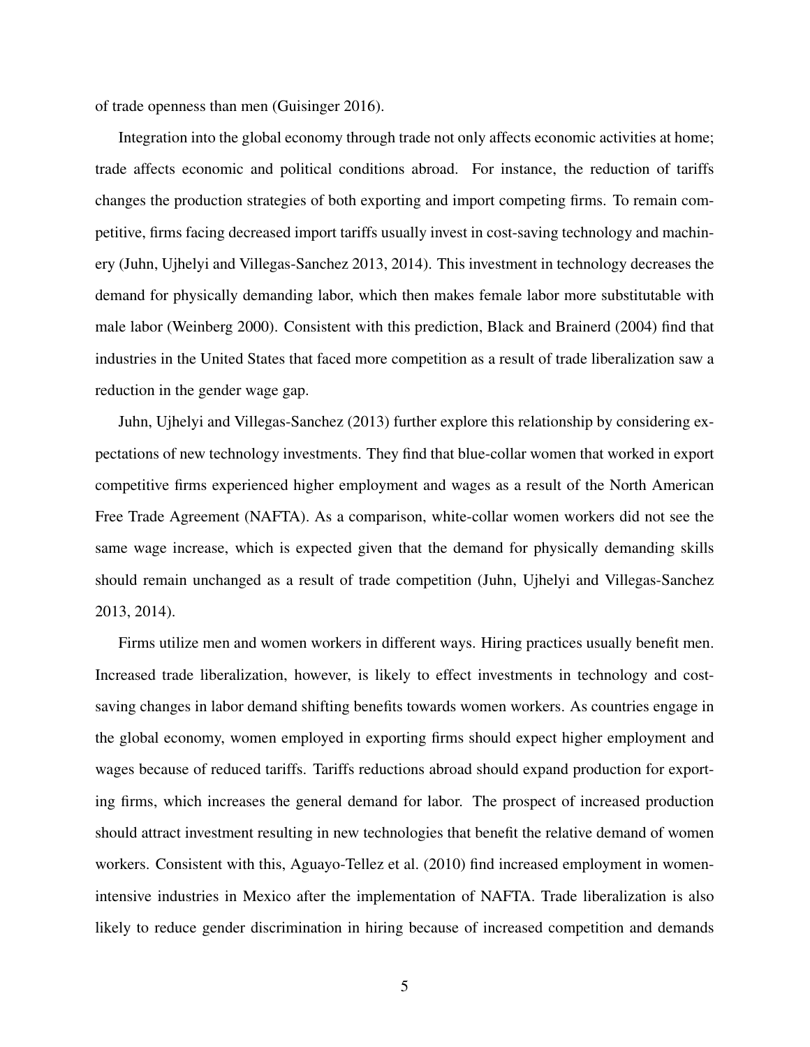of trade openness than men (Guisinger 2016).

Integration into the global economy through trade not only affects economic activities at home; trade affects economic and political conditions abroad. For instance, the reduction of tariffs changes the production strategies of both exporting and import competing firms. To remain competitive, firms facing decreased import tariffs usually invest in cost-saving technology and machinery (Juhn, Ujhelyi and Villegas-Sanchez 2013, 2014). This investment in technology decreases the demand for physically demanding labor, which then makes female labor more substitutable with male labor (Weinberg 2000). Consistent with this prediction, Black and Brainerd (2004) find that industries in the United States that faced more competition as a result of trade liberalization saw a reduction in the gender wage gap.

Juhn, Ujhelyi and Villegas-Sanchez (2013) further explore this relationship by considering expectations of new technology investments. They find that blue-collar women that worked in export competitive firms experienced higher employment and wages as a result of the North American Free Trade Agreement (NAFTA). As a comparison, white-collar women workers did not see the same wage increase, which is expected given that the demand for physically demanding skills should remain unchanged as a result of trade competition (Juhn, Ujhelyi and Villegas-Sanchez 2013, 2014).

Firms utilize men and women workers in different ways. Hiring practices usually benefit men. Increased trade liberalization, however, is likely to effect investments in technology and cost-saving changes in labor demand shifting benefits towards women workers. As countries engage in the global economy, women employed in exporting firms should expect higher employment and wages because of reduced tariffs. Tariffs reductions abroad should expand production for exporting firms, which increases the general demand for labor. The prospect of increased production should attract investment resulting in new technologies that benefit the relative demand of women workers. Consistent with this, Aguayo-Tellez et al. (2010) find increased employment in women-intensive industries in Mexico after the implementation of NAFTA. Trade liberalization is also likely to reduce gender discrimination in hiring because of increased competition and demands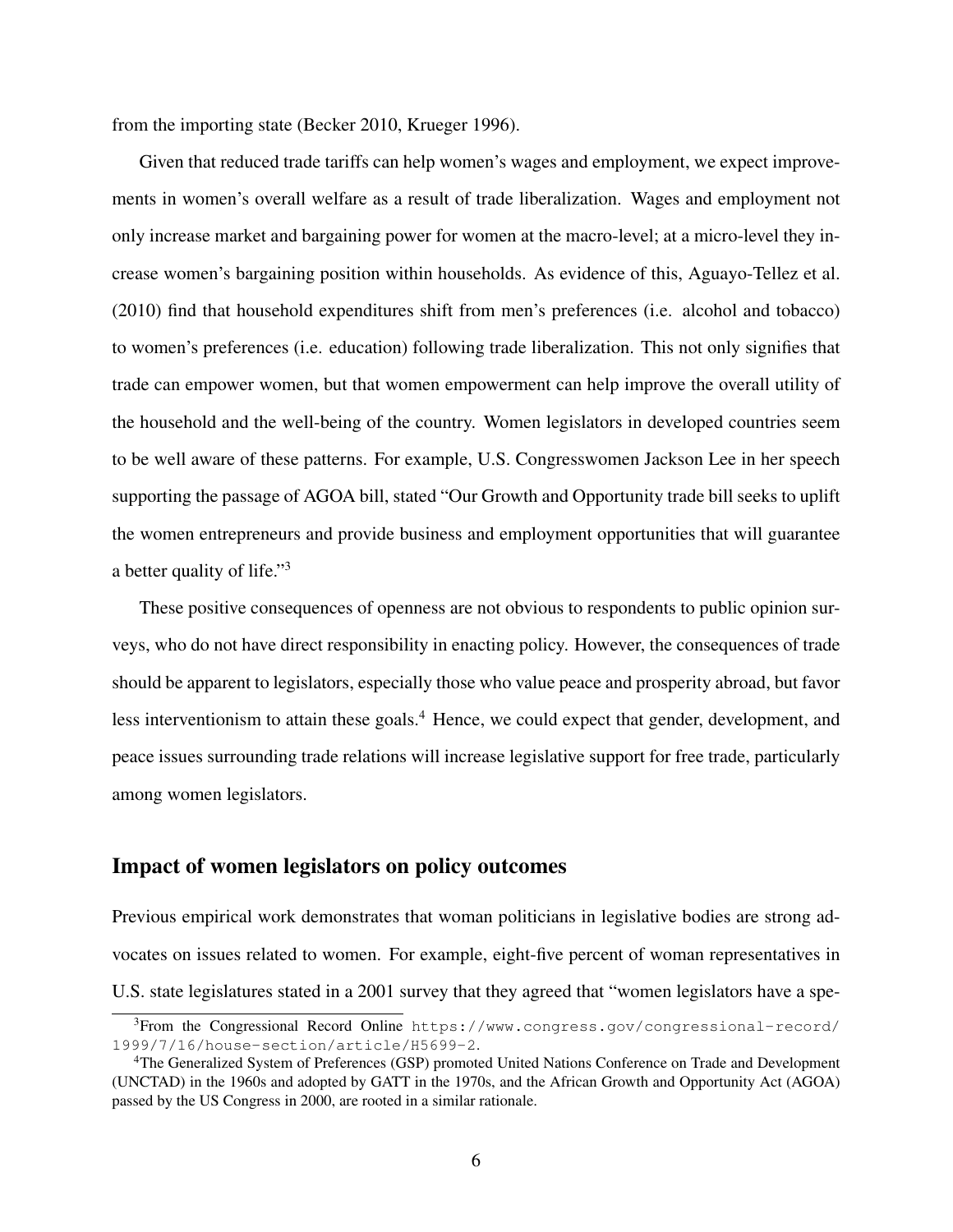from the importing state (Becker 2010, Krueger 1996).

Given that reduced trade tariffs can help women's wages and employment, we expect improvements in women's overall welfare as a result of trade liberalization. Wages and employment not only increase market and bargaining power for women at the macro-level; at a micro-level they increase women's bargaining position within households. As evidence of this, Aguayo-Tellez et al. (2010) find that household expenditures shift from men's preferences (i.e. alcohol and tobacco) to women's preferences (i.e. education) following trade liberalization. This not only signifies that trade can empower women, but that women empowerment can help improve the overall utility of the household and the well-being of the country. Women legislators in developed countries seem to be well aware of these patterns. For example, U.S. Congresswomen Jackson Lee in her speech supporting the passage of AGOA bill, stated "Our Growth and Opportunity trade bill seeks to uplift the women entrepreneurs and provide business and employment opportunities that will guarantee a better quality of life."[3]

These positive consequences of openness are not obvious to respondents to public opinion surveys, who do not have direct responsibility in enacting policy. However, the consequences of trade should be apparent to legislators, especially those who value peace and prosperity abroad, but favor less interventionism to attain these goals.[4] Hence, we could expect that gender, development, and peace issues surrounding trade relations will increase legislative support for free trade, particularly among women legislators.

## Impact of women legislators on policy outcomes

Previous empirical work demonstrates that woman politicians in legislative bodies are strong advocates on issues related to women. For example, eight-five percent of woman representatives in U.S. state legislatures stated in a 2001 survey that they agreed that "women legislators have a spe-

[3]From the Congressional Record Online https://www.congress.gov/congressional-record/1999/7/16/house-section/article/H5699-2.

[4]The Generalized System of Preferences (GSP) promoted United Nations Conference on Trade and Development (UNCTAD) in the 1960s and adopted by GATT in the 1970s, and the African Growth and Opportunity Act (AGOA) passed by the US Congress in 2000, are rooted in a similar rationale.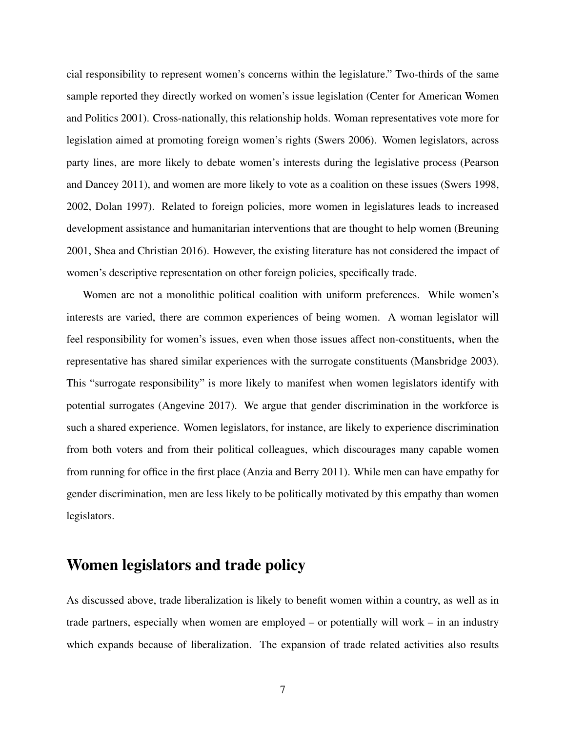cial responsibility to represent women's concerns within the legislature." Two-thirds of the same sample reported they directly worked on women's issue legislation (Center for American Women and Politics 2001). Cross-nationally, this relationship holds. Woman representatives vote more for legislation aimed at promoting foreign women's rights (Swers 2006). Women legislators, across party lines, are more likely to debate women's interests during the legislative process (Pearson and Dancey 2011), and women are more likely to vote as a coalition on these issues (Swers 1998, 2002, Dolan 1997). Related to foreign policies, more women in legislatures leads to increased development assistance and humanitarian interventions that are thought to help women (Breuning 2001, Shea and Christian 2016). However, the existing literature has not considered the impact of women's descriptive representation on other foreign policies, specifically trade.

Women are not a monolithic political coalition with uniform preferences. While women's interests are varied, there are common experiences of being women. A woman legislator will feel responsibility for women's issues, even when those issues affect non-constituents, when the representative has shared similar experiences with the surrogate constituents (Mansbridge 2003). This "surrogate responsibility" is more likely to manifest when women legislators identify with potential surrogates (Angevine 2017). We argue that gender discrimination in the workforce is such a shared experience. Women legislators, for instance, are likely to experience discrimination from both voters and from their political colleagues, which discourages many capable women from running for office in the first place (Anzia and Berry 2011). While men can have empathy for gender discrimination, men are less likely to be politically motivated by this empathy than women legislators.

## Women legislators and trade policy

As discussed above, trade liberalization is likely to benefit women within a country, as well as in trade partners, especially when women are employed – or potentially will work – in an industry which expands because of liberalization. The expansion of trade related activities also results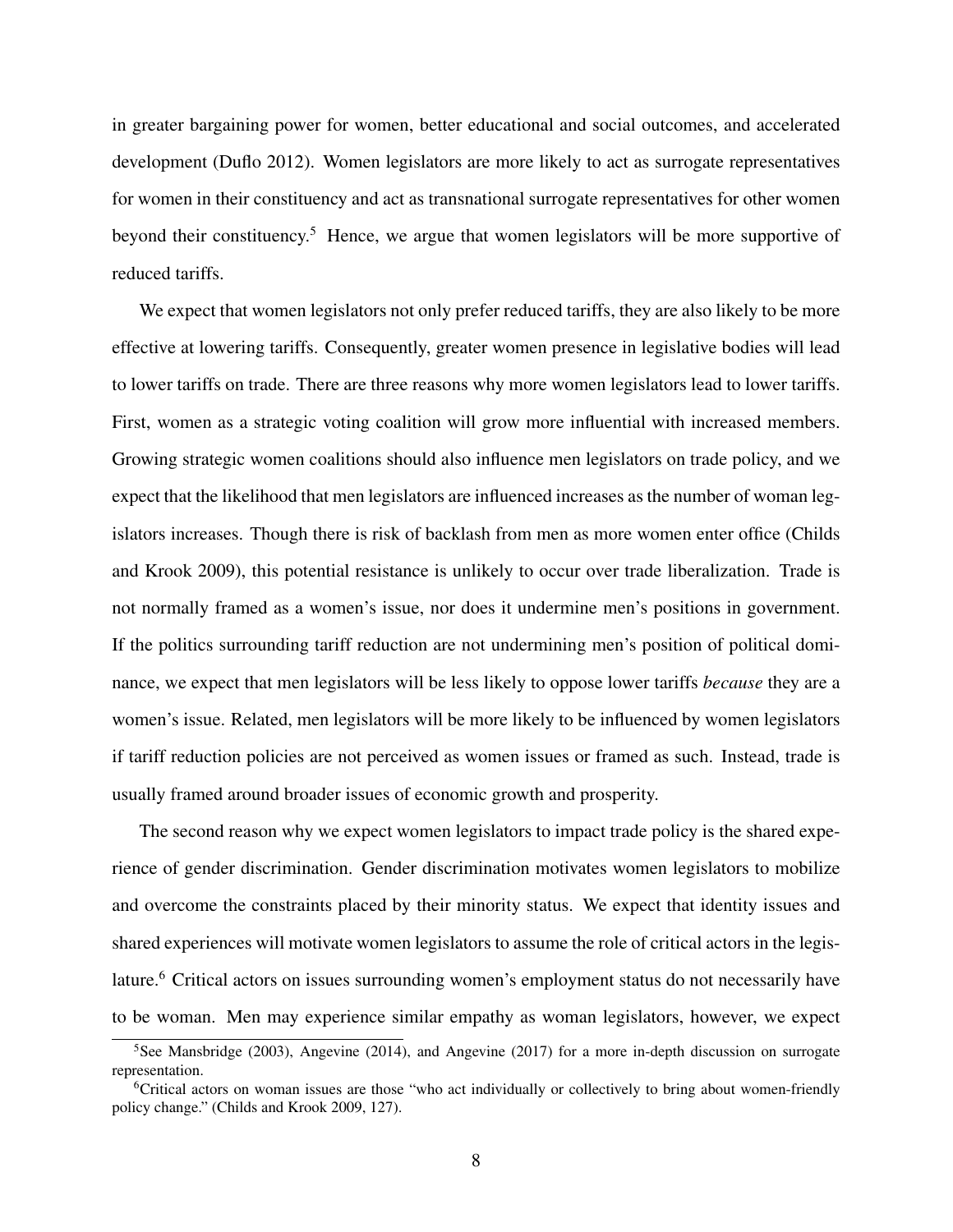in greater bargaining power for women, better educational and social outcomes, and accelerated development (Duflo 2012). Women legislators are more likely to act as surrogate representatives for women in their constituency and act as transnational surrogate representatives for other women beyond their constituency.[5] Hence, we argue that women legislators will be more supportive of reduced tariffs.

We expect that women legislators not only prefer reduced tariffs, they are also likely to be more effective at lowering tariffs. Consequently, greater women presence in legislative bodies will lead to lower tariffs on trade. There are three reasons why more women legislators lead to lower tariffs. First, women as a strategic voting coalition will grow more influential with increased members. Growing strategic women coalitions should also influence men legislators on trade policy, and we expect that the likelihood that men legislators are influenced increases as the number of woman legislators increases. Though there is risk of backlash from men as more women enter office (Childs and Krook 2009), this potential resistance is unlikely to occur over trade liberalization. Trade is not normally framed as a women's issue, nor does it undermine men's positions in government. If the politics surrounding tariff reduction are not undermining men's position of political dominance, we expect that men legislators will be less likely to oppose lower tariffs *because* they are a women's issue. Related, men legislators will be more likely to be influenced by women legislators if tariff reduction policies are not perceived as women issues or framed as such. Instead, trade is usually framed around broader issues of economic growth and prosperity.

The second reason why we expect women legislators to impact trade policy is the shared experience of gender discrimination. Gender discrimination motivates women legislators to mobilize and overcome the constraints placed by their minority status. We expect that identity issues and shared experiences will motivate women legislators to assume the role of critical actors in the legislature.[6] Critical actors on issues surrounding women's employment status do not necessarily have to be woman. Men may experience similar empathy as woman legislators, however, we expect

[5] See Mansbridge (2003), Angevine (2014), and Angevine (2017) for a more in-depth discussion on surrogate representation.

[6] Critical actors on woman issues are those "who act individually or collectively to bring about women-friendly policy change." (Childs and Krook 2009, 127).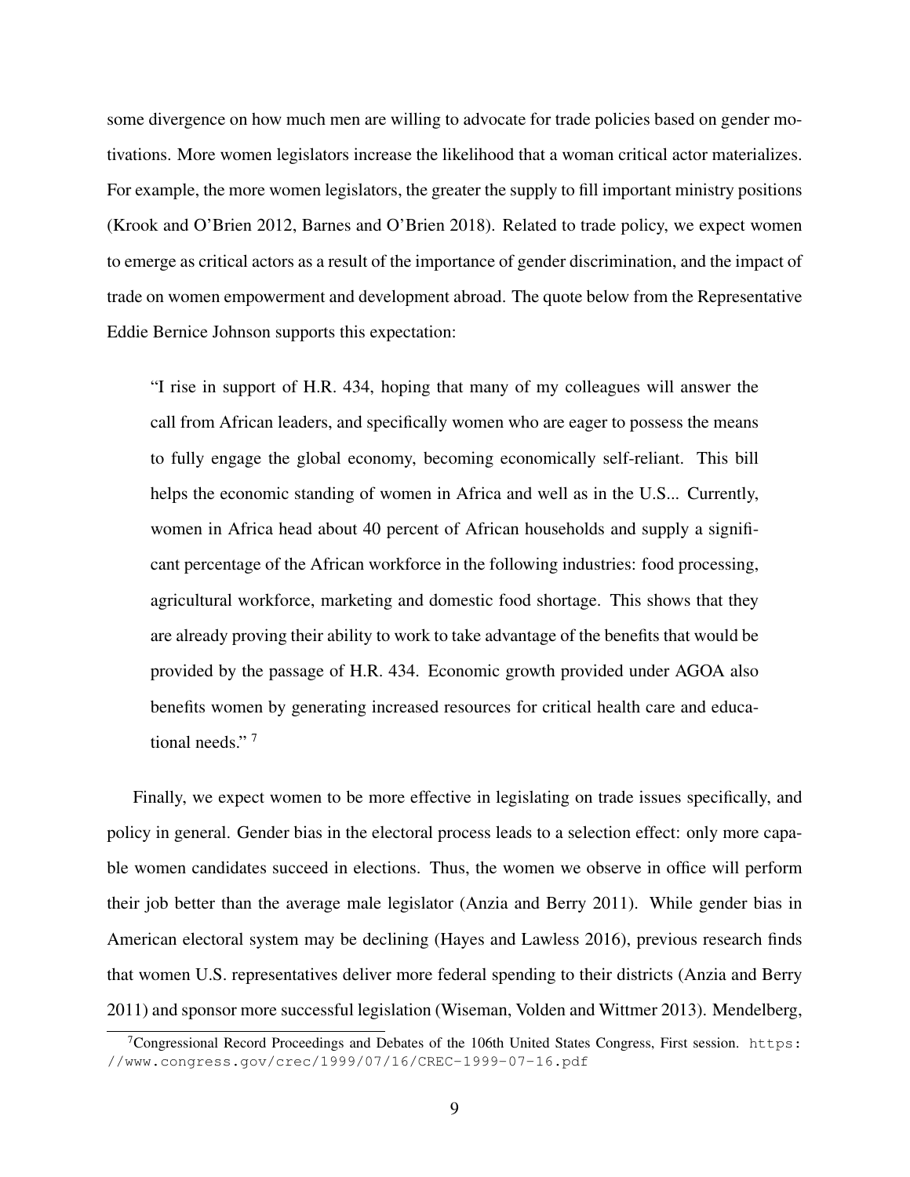some divergence on how much men are willing to advocate for trade policies based on gender motivations. More women legislators increase the likelihood that a woman critical actor materializes. For example, the more women legislators, the greater the supply to fill important ministry positions (Krook and O'Brien 2012, Barnes and O'Brien 2018). Related to trade policy, we expect women to emerge as critical actors as a result of the importance of gender discrimination, and the impact of trade on women empowerment and development abroad. The quote below from the Representative Eddie Bernice Johnson supports this expectation:

> "I rise in support of H.R. 434, hoping that many of my colleagues will answer the call from African leaders, and specifically women who are eager to possess the means to fully engage the global economy, becoming economically self-reliant. This bill helps the economic standing of women in Africa and well as in the U.S... Currently, women in Africa head about 40 percent of African households and supply a significant percentage of the African workforce in the following industries: food processing, agricultural workforce, marketing and domestic food shortage. This shows that they are already proving their ability to work to take advantage of the benefits that would be provided by the passage of H.R. 434. Economic growth provided under AGOA also benefits women by generating increased resources for critical health care and educational needs." [7]

Finally, we expect women to be more effective in legislating on trade issues specifically, and policy in general. Gender bias in the electoral process leads to a selection effect: only more capable women candidates succeed in elections. Thus, the women we observe in office will perform their job better than the average male legislator (Anzia and Berry 2011). While gender bias in American electoral system may be declining (Hayes and Lawless 2016), previous research finds that women U.S. representatives deliver more federal spending to their districts (Anzia and Berry 2011) and sponsor more successful legislation (Wiseman, Volden and Wittmer 2013). Mendelberg,

[7] Congressional Record Proceedings and Debates of the 106th United States Congress, First session. https://www.congress.gov/crec/1999/07/16/CREC-1999-07-16.pdf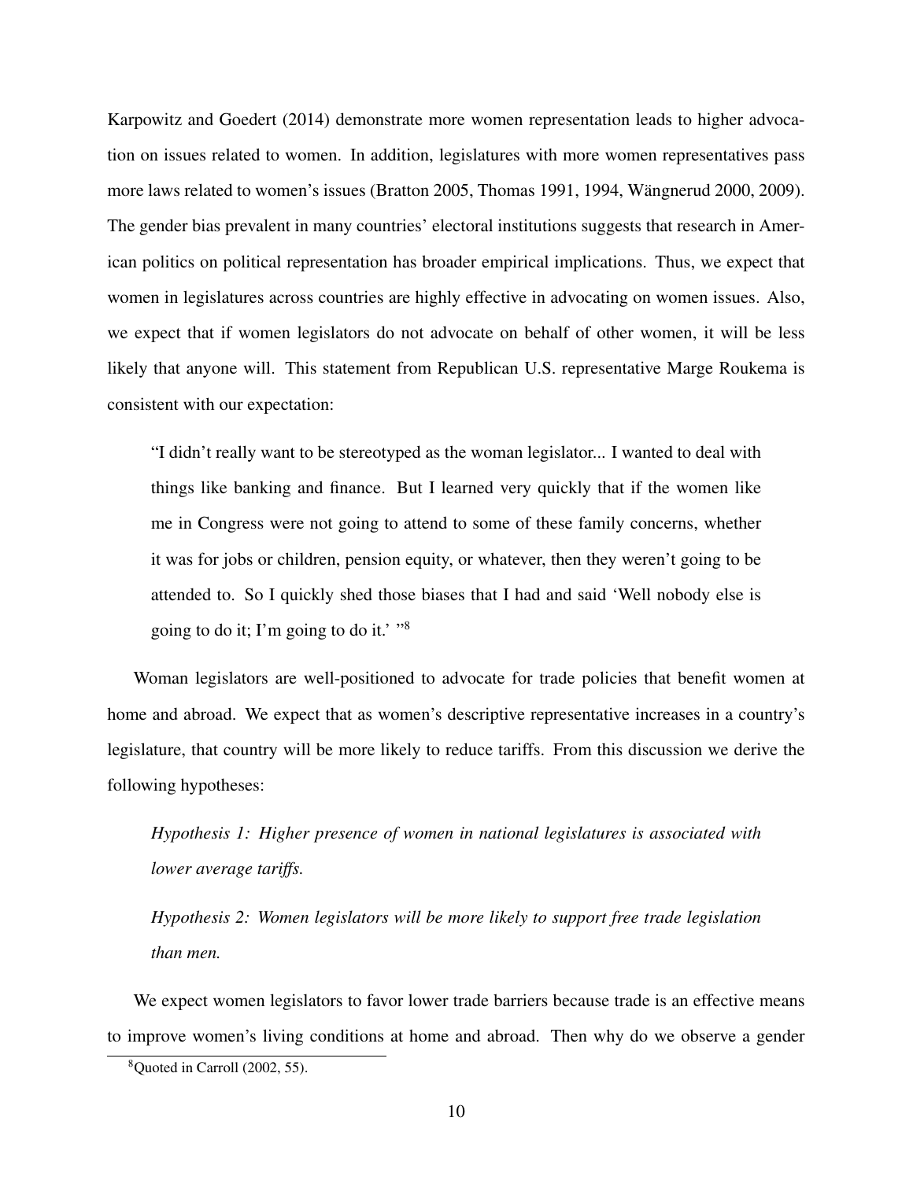Karpowitz and Goedert (2014) demonstrate more women representation leads to higher advocation on issues related to women. In addition, legislatures with more women representatives pass more laws related to women's issues (Bratton 2005, Thomas 1991, 1994, Wängnerud 2000, 2009). The gender bias prevalent in many countries' electoral institutions suggests that research in American politics on political representation has broader empirical implications. Thus, we expect that women in legislatures across countries are highly effective in advocating on women issues. Also, we expect that if women legislators do not advocate on behalf of other women, it will be less likely that anyone will. This statement from Republican U.S. representative Marge Roukema is consistent with our expectation:

> "I didn't really want to be stereotyped as the woman legislator... I wanted to deal with things like banking and finance. But I learned very quickly that if the women like me in Congress were not going to attend to some of these family concerns, whether it was for jobs or children, pension equity, or whatever, then they weren't going to be attended to. So I quickly shed those biases that I had and said 'Well nobody else is going to do it; I'm going to do it.' "[8]

Woman legislators are well-positioned to advocate for trade policies that benefit women at home and abroad. We expect that as women's descriptive representative increases in a country's legislature, that country will be more likely to reduce tariffs. From this discussion we derive the following hypotheses:

> *Hypothesis 1: Higher presence of women in national legislatures is associated with lower average tariffs.*

> *Hypothesis 2: Women legislators will be more likely to support free trade legislation than men.*

We expect women legislators to favor lower trade barriers because trade is an effective means to improve women's living conditions at home and abroad. Then why do we observe a gender

[8] Quoted in Carroll (2002, 55).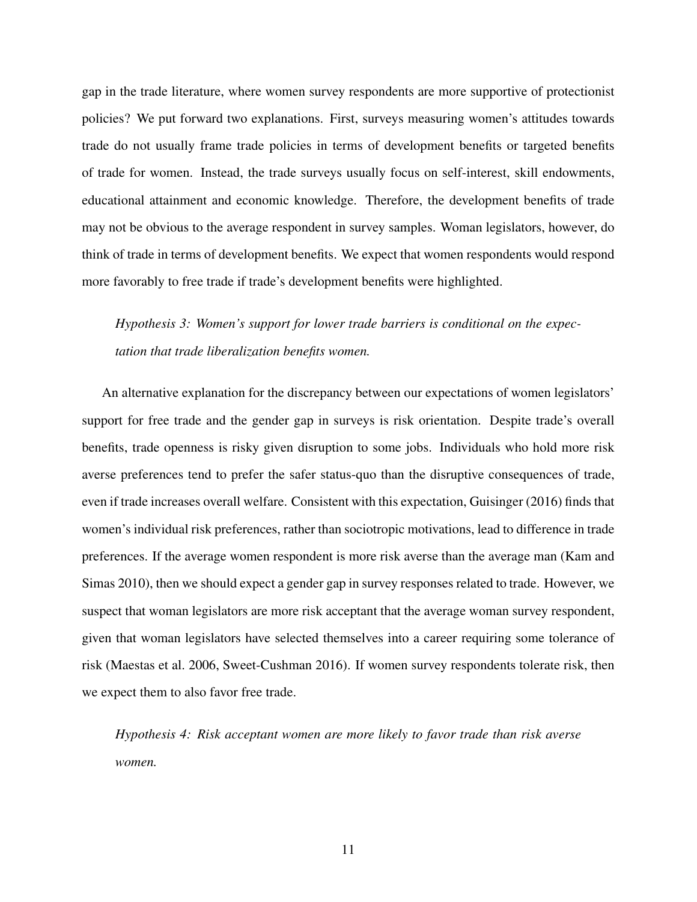gap in the trade literature, where women survey respondents are more supportive of protectionist policies? We put forward two explanations. First, surveys measuring women's attitudes towards trade do not usually frame trade policies in terms of development benefits or targeted benefits of trade for women. Instead, the trade surveys usually focus on self-interest, skill endowments, educational attainment and economic knowledge. Therefore, the development benefits of trade may not be obvious to the average respondent in survey samples. Woman legislators, however, do think of trade in terms of development benefits. We expect that women respondents would respond more favorably to free trade if trade's development benefits were highlighted.

*Hypothesis 3: Women's support for lower trade barriers is conditional on the expectation that trade liberalization benefits women.*

An alternative explanation for the discrepancy between our expectations of women legislators' support for free trade and the gender gap in surveys is risk orientation. Despite trade's overall benefits, trade openness is risky given disruption to some jobs. Individuals who hold more risk averse preferences tend to prefer the safer status-quo than the disruptive consequences of trade, even if trade increases overall welfare. Consistent with this expectation, Guisinger (2016) finds that women's individual risk preferences, rather than sociotropic motivations, lead to difference in trade preferences. If the average women respondent is more risk averse than the average man (Kam and Simas 2010), then we should expect a gender gap in survey responses related to trade. However, we suspect that woman legislators are more risk acceptant that the average woman survey respondent, given that woman legislators have selected themselves into a career requiring some tolerance of risk (Maestas et al. 2006, Sweet-Cushman 2016). If women survey respondents tolerate risk, then we expect them to also favor free trade.

*Hypothesis 4: Risk acceptant women are more likely to favor trade than risk averse women.*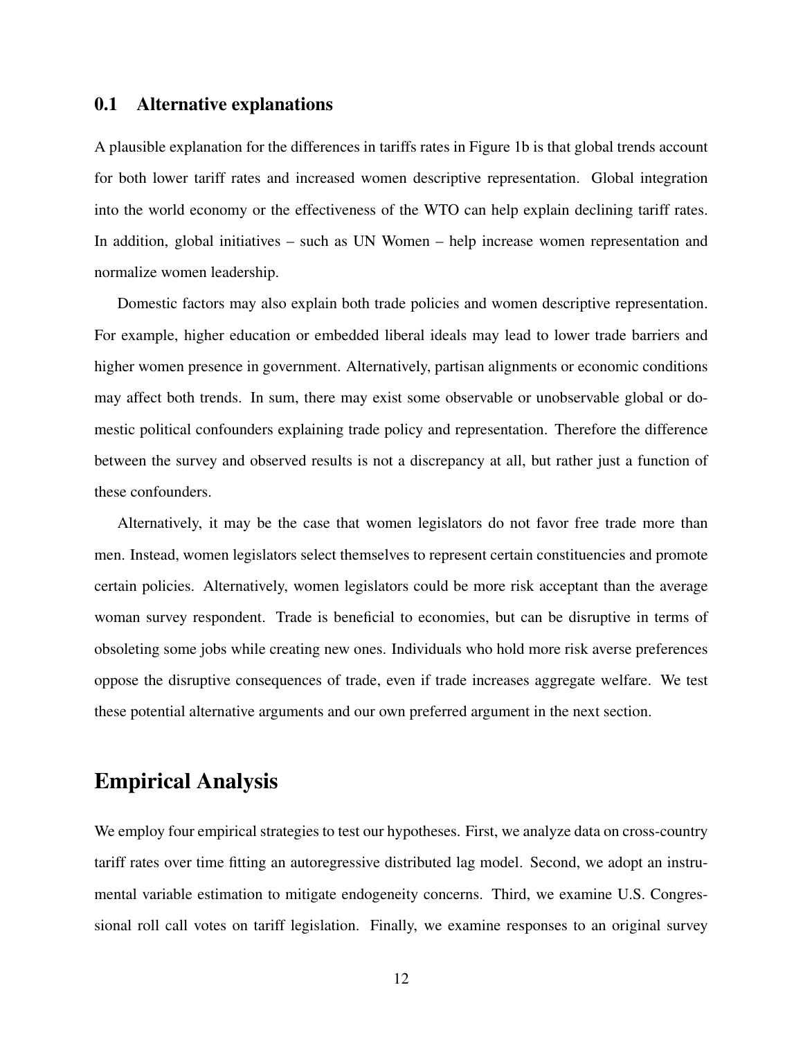### 0.1 Alternative explanations

A plausible explanation for the differences in tariffs rates in Figure 1b is that global trends account for both lower tariff rates and increased women descriptive representation. Global integration into the world economy or the effectiveness of the WTO can help explain declining tariff rates. In addition, global initiatives – such as UN Women – help increase women representation and normalize women leadership.

Domestic factors may also explain both trade policies and women descriptive representation. For example, higher education or embedded liberal ideals may lead to lower trade barriers and higher women presence in government. Alternatively, partisan alignments or economic conditions may affect both trends. In sum, there may exist some observable or unobservable global or domestic political confounders explaining trade policy and representation. Therefore the difference between the survey and observed results is not a discrepancy at all, but rather just a function of these confounders.

Alternatively, it may be the case that women legislators do not favor free trade more than men. Instead, women legislators select themselves to represent certain constituencies and promote certain policies. Alternatively, women legislators could be more risk acceptant than the average woman survey respondent. Trade is beneficial to economies, but can be disruptive in terms of obsoleting some jobs while creating new ones. Individuals who hold more risk averse preferences oppose the disruptive consequences of trade, even if trade increases aggregate welfare. We test these potential alternative arguments and our own preferred argument in the next section.

## Empirical Analysis

We employ four empirical strategies to test our hypotheses. First, we analyze data on cross-country tariff rates over time fitting an autoregressive distributed lag model. Second, we adopt an instrumental variable estimation to mitigate endogeneity concerns. Third, we examine U.S. Congressional roll call votes on tariff legislation. Finally, we examine responses to an original survey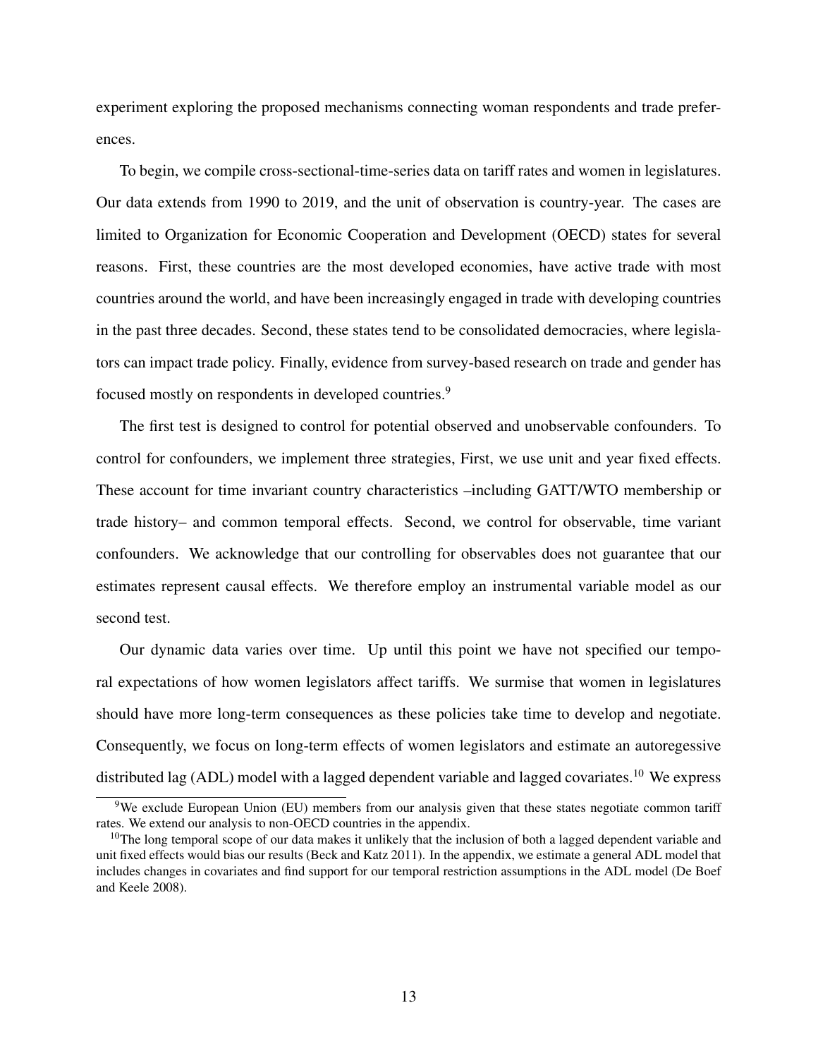experiment exploring the proposed mechanisms connecting woman respondents and trade preferences.

To begin, we compile cross-sectional-time-series data on tariff rates and women in legislatures. Our data extends from 1990 to 2019, and the unit of observation is country-year. The cases are limited to Organization for Economic Cooperation and Development (OECD) states for several reasons. First, these countries are the most developed economies, have active trade with most countries around the world, and have been increasingly engaged in trade with developing countries in the past three decades. Second, these states tend to be consolidated democracies, where legislators can impact trade policy. Finally, evidence from survey-based research on trade and gender has focused mostly on respondents in developed countries.[9]

The first test is designed to control for potential observed and unobservable confounders. To control for confounders, we implement three strategies, First, we use unit and year fixed effects. These account for time invariant country characteristics –including GATT/WTO membership or trade history– and common temporal effects. Second, we control for observable, time variant confounders. We acknowledge that our controlling for observables does not guarantee that our estimates represent causal effects. We therefore employ an instrumental variable model as our second test.

Our dynamic data varies over time. Up until this point we have not specified our temporal expectations of how women legislators affect tariffs. We surmise that women in legislatures should have more long-term consequences as these policies take time to develop and negotiate. Consequently, we focus on long-term effects of women legislators and estimate an autoregessive distributed lag (ADL) model with a lagged dependent variable and lagged covariates.[10] We express

[9]We exclude European Union (EU) members from our analysis given that these states negotiate common tariff rates. We extend our analysis to non-OECD countries in the appendix.

[10]The long temporal scope of our data makes it unlikely that the inclusion of both a lagged dependent variable and unit fixed effects would bias our results (Beck and Katz 2011). In the appendix, we estimate a general ADL model that includes changes in covariates and find support for our temporal restriction assumptions in the ADL model (De Boef and Keele 2008).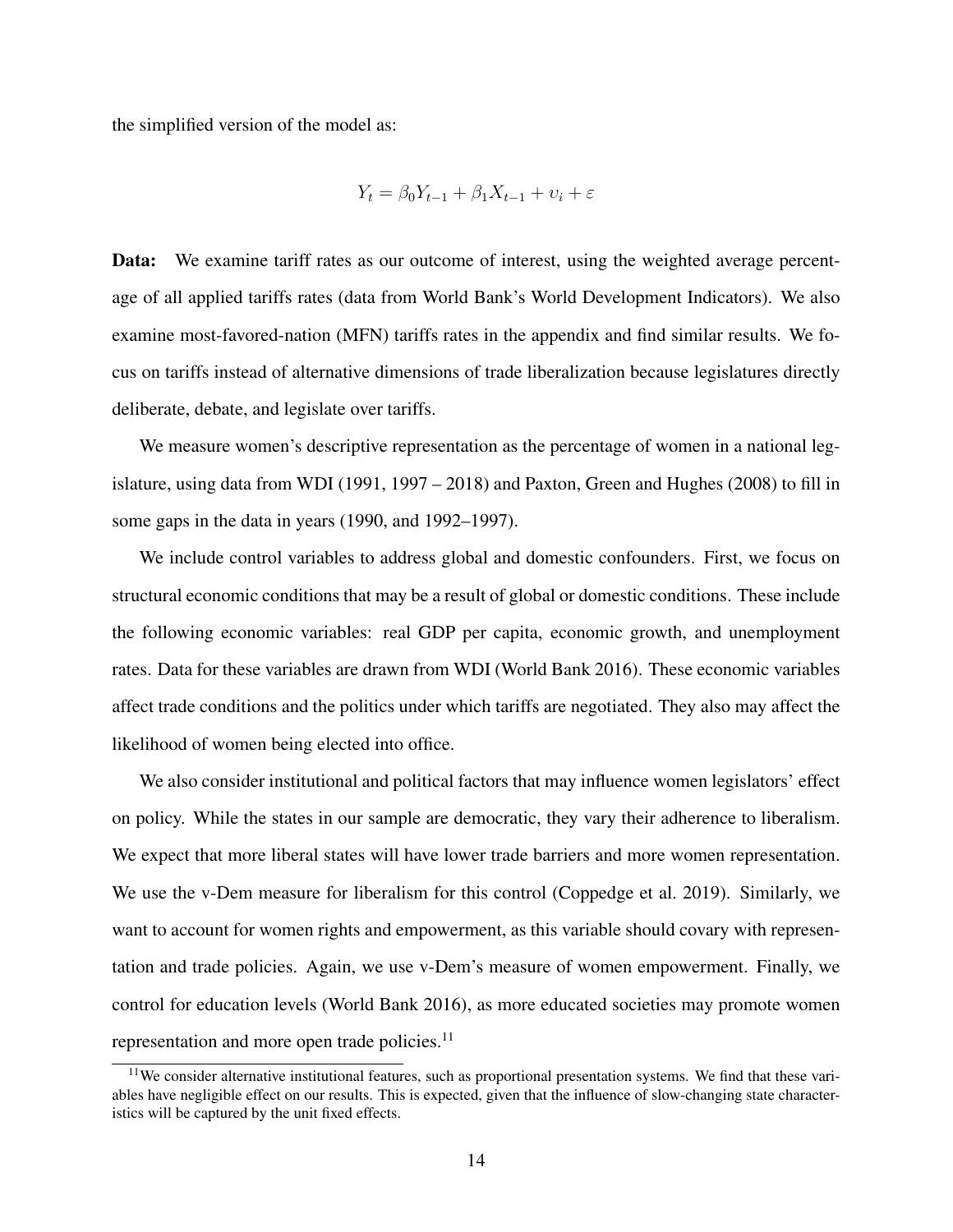the simplified version of the model as:

$$Y_t = \beta_0 Y_{t-1} + \beta_1 X_{t-1} + \upsilon_i + \varepsilon$$

**Data:** We examine tariff rates as our outcome of interest, using the weighted average percentage of all applied tariffs rates (data from World Bank's World Development Indicators). We also examine most-favored-nation (MFN) tariffs rates in the appendix and find similar results. We focus on tariffs instead of alternative dimensions of trade liberalization because legislatures directly deliberate, debate, and legislate over tariffs.

We measure women's descriptive representation as the percentage of women in a national legislature, using data from WDI (1991, 1997 – 2018) and Paxton, Green and Hughes (2008) to fill in some gaps in the data in years (1990, and 1992–1997).

We include control variables to address global and domestic confounders. First, we focus on structural economic conditions that may be a result of global or domestic conditions. These include the following economic variables: real GDP per capita, economic growth, and unemployment rates. Data for these variables are drawn from WDI (World Bank 2016). These economic variables affect trade conditions and the politics under which tariffs are negotiated. They also may affect the likelihood of women being elected into office.

We also consider institutional and political factors that may influence women legislators' effect on policy. While the states in our sample are democratic, they vary their adherence to liberalism. We expect that more liberal states will have lower trade barriers and more women representation. We use the v-Dem measure for liberalism for this control (Coppedge et al. 2019). Similarly, we want to account for women rights and empowerment, as this variable should covary with representation and trade policies. Again, we use v-Dem's measure of women empowerment. Finally, we control for education levels (World Bank 2016), as more educated societies may promote women representation and more open trade policies.[11]

[11] We consider alternative institutional features, such as proportional presentation systems. We find that these variables have negligible effect on our results. This is expected, given that the influence of slow-changing state characteristics will be captured by the unit fixed effects.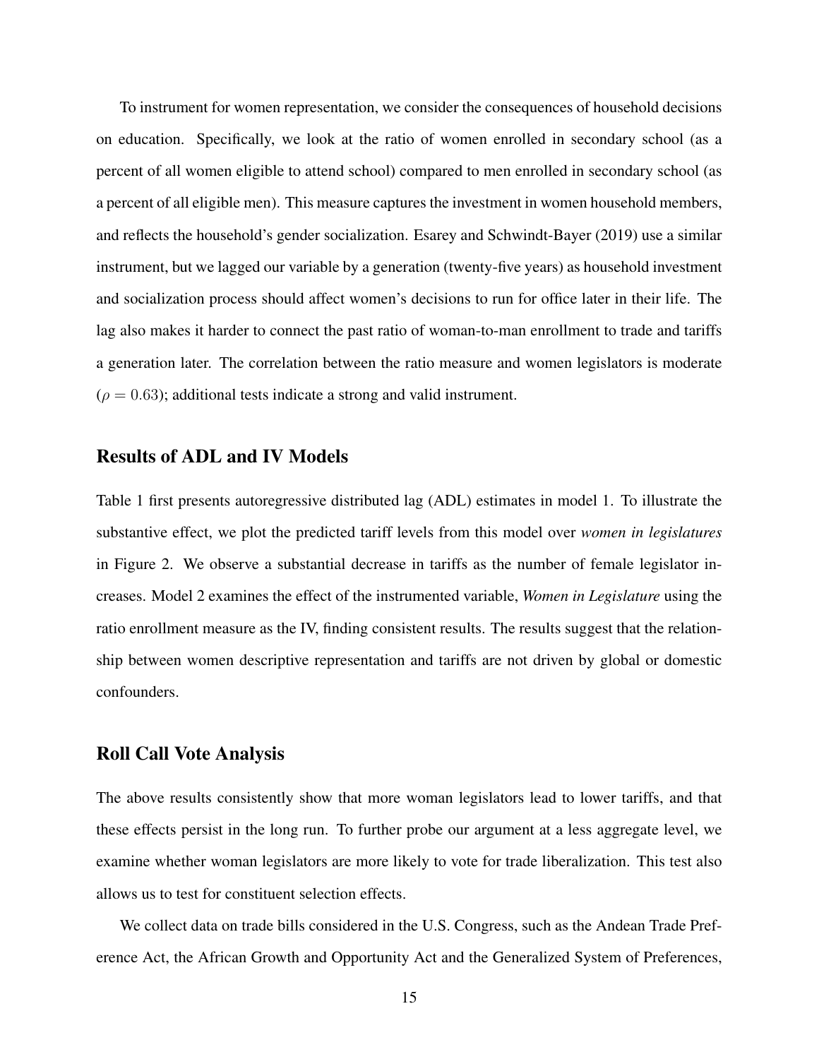To instrument for women representation, we consider the consequences of household decisions on education. Specifically, we look at the ratio of women enrolled in secondary school (as a percent of all women eligible to attend school) compared to men enrolled in secondary school (as a percent of all eligible men). This measure captures the investment in women household members, and reflects the household's gender socialization. Esarey and Schwindt-Bayer (2019) use a similar instrument, but we lagged our variable by a generation (twenty-five years) as household investment and socialization process should affect women's decisions to run for office later in their life. The lag also makes it harder to connect the past ratio of woman-to-man enrollment to trade and tariffs a generation later. The correlation between the ratio measure and women legislators is moderate ($\rho = 0.63$); additional tests indicate a strong and valid instrument.

## Results of ADL and IV Models

Table 1 first presents autoregressive distributed lag (ADL) estimates in model 1. To illustrate the substantive effect, we plot the predicted tariff levels from this model over *women in legislatures* in Figure 2. We observe a substantial decrease in tariffs as the number of female legislator increases. Model 2 examines the effect of the instrumented variable, *Women in Legislature* using the ratio enrollment measure as the IV, finding consistent results. The results suggest that the relationship between women descriptive representation and tariffs are not driven by global or domestic confounders.

## Roll Call Vote Analysis

The above results consistently show that more woman legislators lead to lower tariffs, and that these effects persist in the long run. To further probe our argument at a less aggregate level, we examine whether woman legislators are more likely to vote for trade liberalization. This test also allows us to test for constituent selection effects.

We collect data on trade bills considered in the U.S. Congress, such as the Andean Trade Preference Act, the African Growth and Opportunity Act and the Generalized System of Preferences,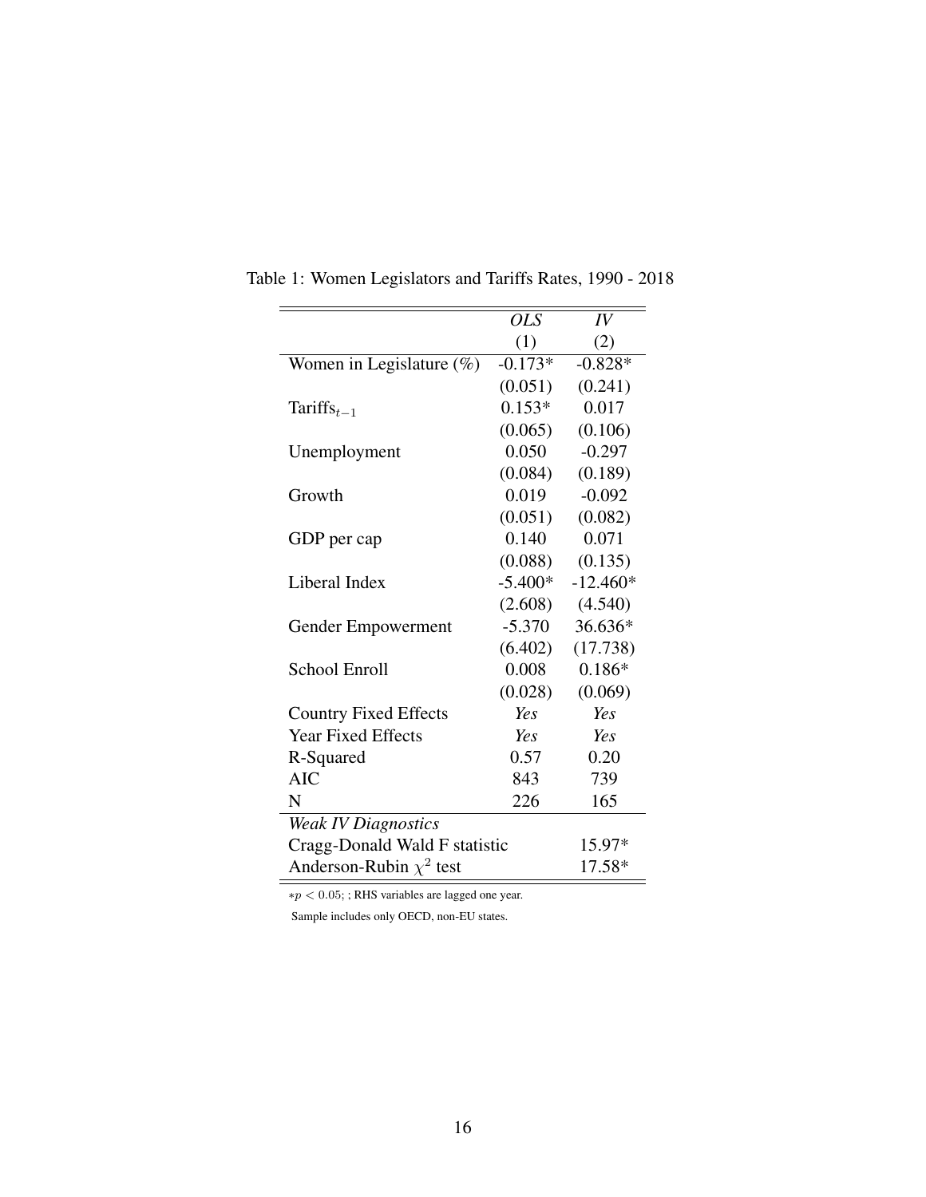Table 1: Women Legislators and Tariffs Rates, 1990 - 2018

| | *OLS* | *IV* |
|---|---|---|
| | (1) | (2) |
| Women in Legislature (%) | -0.173* | -0.828* |
| | (0.051) | (0.241) |
| $\text{Tariffs}_{t-1}$ | 0.153* | 0.017 |
| | (0.065) | (0.106) |
| Unemployment | 0.050 | -0.297 |
| | (0.084) | (0.189) |
| Growth | 0.019 | -0.092 |
| | (0.051) | (0.082) |
| GDP per cap | 0.140 | 0.071 |
| | (0.088) | (0.135) |
| Liberal Index | -5.400* | -12.460* |
| | (2.608) | (4.540) |
| Gender Empowerment | -5.370 | 36.636* |
| | (6.402) | (17.738) |
| School Enroll | 0.008 | 0.186* |
| | (0.028) | (0.069) |
| Country Fixed Effects | *Yes* | *Yes* |
| Year Fixed Effects | *Yes* | *Yes* |
| R-Squared | 0.57 | 0.20 |
| AIC | 843 | 739 |
| N | 226 | 165 |
| *Weak IV Diagnostics* | | |
| Cragg-Donald Wald F statistic | | 15.97* |
| Anderson-Rubin $\chi^2$ test | | 17.58* |

$*p < 0.05$; ; RHS variables are lagged one year.

Sample includes only OECD, non-EU states.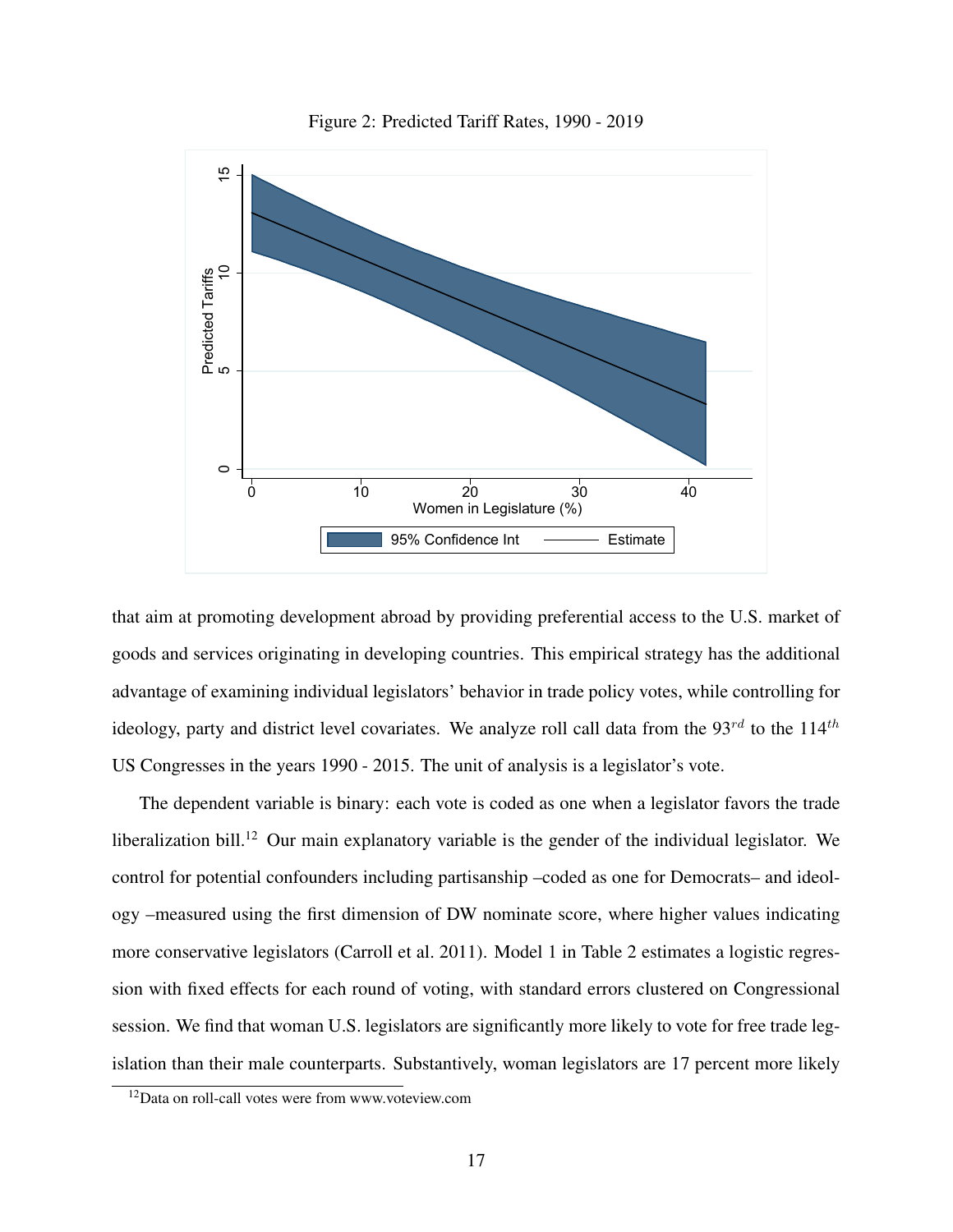Figure 2: Predicted Tariff Rates, 1990 - 2019

that aim at promoting development abroad by providing preferential access to the U.S. market of goods and services originating in developing countries. This empirical strategy has the additional advantage of examining individual legislators' behavior in trade policy votes, while controlling for ideology, party and district level covariates. We analyze roll call data from the 93$^{rd}$ to the 114$^{th}$ US Congresses in the years 1990 - 2015. The unit of analysis is a legislator's vote.

The dependent variable is binary: each vote is coded as one when a legislator favors the trade liberalization bill.[12] Our main explanatory variable is the gender of the individual legislator. We control for potential confounders including partisanship –coded as one for Democrats– and ideology –measured using the first dimension of DW nominate score, where higher values indicating more conservative legislators (Carroll et al. 2011). Model 1 in Table 2 estimates a logistic regression with fixed effects for each round of voting, with standard errors clustered on Congressional session. We find that woman U.S. legislators are significantly more likely to vote for free trade legislation than their male counterparts. Substantively, woman legislators are 17 percent more likely

[12] Data on roll-call votes were from www.voteview.com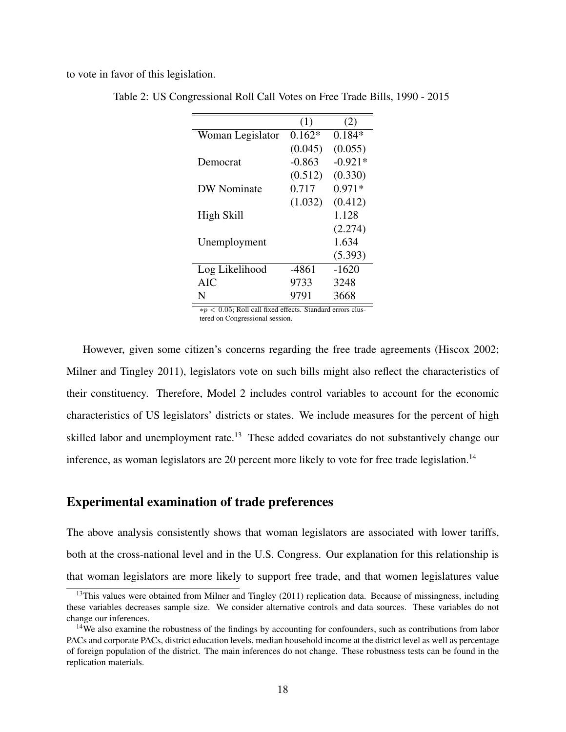to vote in favor of this legislation.

Table 2: US Congressional Roll Call Votes on Free Trade Bills, 1990 - 2015

| | (1) | (2) |
|---|---|---|
| Woman Legislator | 0.162* | 0.184* |
| | (0.045) | (0.055) |
| Democrat | -0.863 | -0.921* |
| | (0.512) | (0.330) |
| DW Nominate | 0.717 | 0.971* |
| | (1.032) | (0.412) |
| High Skill | | 1.128 |
| | | (2.274) |
| Unemployment | | 1.634 |
| | | (5.393) |
| Log Likelihood | -4861 | -1620 |
| AIC | 9733 | 3248 |
| N | 9791 | 3668 |

$*p < 0.05$; Roll call fixed effects. Standard errors clustered on Congressional session.

However, given some citizen's concerns regarding the free trade agreements (Hiscox 2002; Milner and Tingley 2011), legislators vote on such bills might also reflect the characteristics of their constituency. Therefore, Model 2 includes control variables to account for the economic characteristics of US legislators' districts or states. We include measures for the percent of high skilled labor and unemployment rate.[13] These added covariates do not substantively change our inference, as woman legislators are 20 percent more likely to vote for free trade legislation.[14]

## Experimental examination of trade preferences

The above analysis consistently shows that woman legislators are associated with lower tariffs, both at the cross-national level and in the U.S. Congress. Our explanation for this relationship is that woman legislators are more likely to support free trade, and that women legislatures value

[13]This values were obtained from Milner and Tingley (2011) replication data. Because of missingness, including these variables decreases sample size. We consider alternative controls and data sources. These variables do not change our inferences.

[14]We also examine the robustness of the findings by accounting for confounders, such as contributions from labor PACs and corporate PACs, district education levels, median household income at the district level as well as percentage of foreign population of the district. The main inferences do not change. These robustness tests can be found in the replication materials.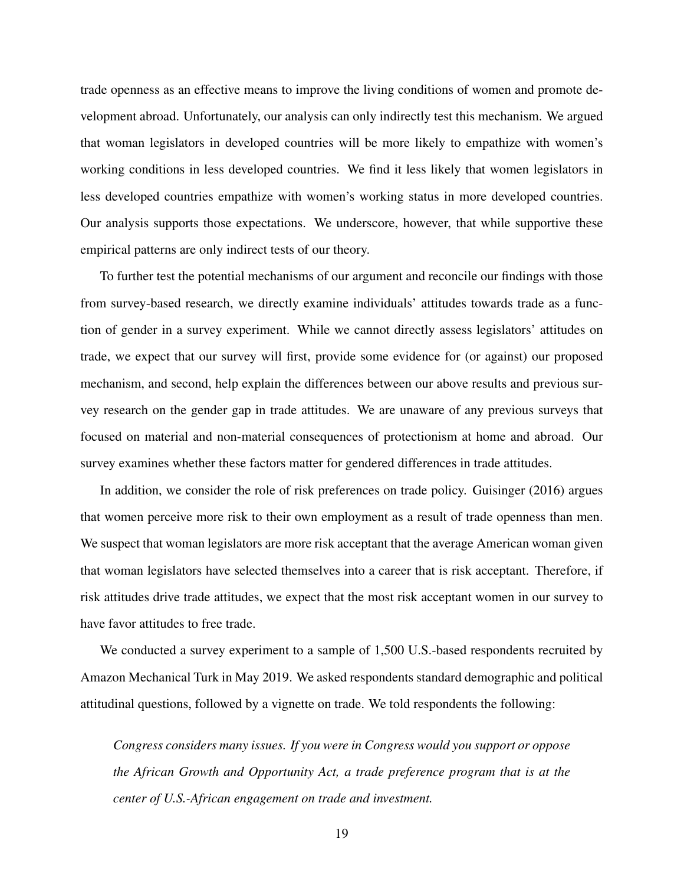trade openness as an effective means to improve the living conditions of women and promote development abroad. Unfortunately, our analysis can only indirectly test this mechanism. We argued that woman legislators in developed countries will be more likely to empathize with women's working conditions in less developed countries. We find it less likely that women legislators in less developed countries empathize with women's working status in more developed countries. Our analysis supports those expectations. We underscore, however, that while supportive these empirical patterns are only indirect tests of our theory.

To further test the potential mechanisms of our argument and reconcile our findings with those from survey-based research, we directly examine individuals' attitudes towards trade as a function of gender in a survey experiment. While we cannot directly assess legislators' attitudes on trade, we expect that our survey will first, provide some evidence for (or against) our proposed mechanism, and second, help explain the differences between our above results and previous survey research on the gender gap in trade attitudes. We are unaware of any previous surveys that focused on material and non-material consequences of protectionism at home and abroad. Our survey examines whether these factors matter for gendered differences in trade attitudes.

In addition, we consider the role of risk preferences on trade policy. Guisinger (2016) argues that women perceive more risk to their own employment as a result of trade openness than men. We suspect that woman legislators are more risk acceptant that the average American woman given that woman legislators have selected themselves into a career that is risk acceptant. Therefore, if risk attitudes drive trade attitudes, we expect that the most risk acceptant women in our survey to have favor attitudes to free trade.

We conducted a survey experiment to a sample of 1,500 U.S.-based respondents recruited by Amazon Mechanical Turk in May 2019. We asked respondents standard demographic and political attitudinal questions, followed by a vignette on trade. We told respondents the following:

> *Congress considers many issues. If you were in Congress would you support or oppose the African Growth and Opportunity Act, a trade preference program that is at the center of U.S.-African engagement on trade and investment.*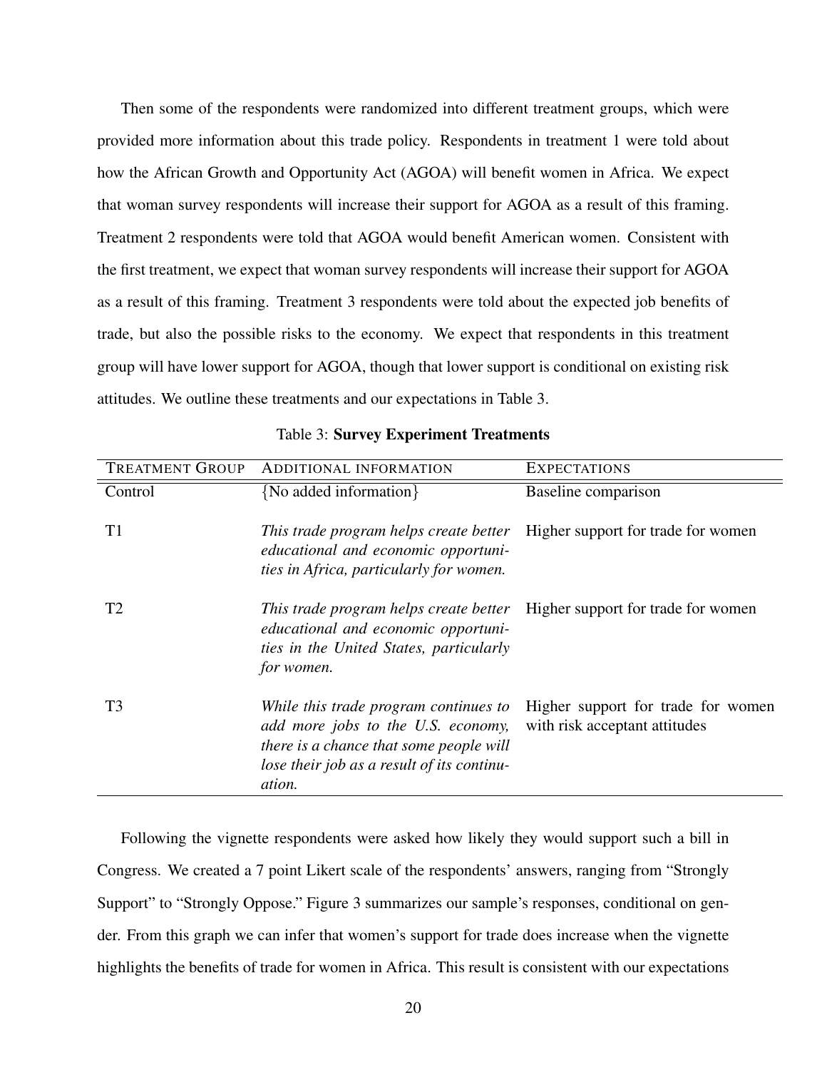Then some of the respondents were randomized into different treatment groups, which were provided more information about this trade policy. Respondents in treatment 1 were told about how the African Growth and Opportunity Act (AGOA) will benefit women in Africa. We expect that woman survey respondents will increase their support for AGOA as a result of this framing. Treatment 2 respondents were told that AGOA would benefit American women. Consistent with the first treatment, we expect that woman survey respondents will increase their support for AGOA as a result of this framing. Treatment 3 respondents were told about the expected job benefits of trade, but also the possible risks to the economy. We expect that respondents in this treatment group will have lower support for AGOA, though that lower support is conditional on existing risk attitudes. We outline these treatments and our expectations in Table 3.

Table 3: **Survey Experiment Treatments**

| TREATMENT GROUP | ADDITIONAL INFORMATION | EXPECTATIONS |
|---|---|---|
| Control | {No added information} | Baseline comparison |
| T1 | *This trade program helps create better educational and economic opportunities in Africa, particularly for women.* | Higher support for trade for women |
| T2 | *This trade program helps create better educational and economic opportunities in the United States, particularly for women.* | Higher support for trade for women |
| T3 | *While this trade program continues to add more jobs to the U.S. economy, there is a chance that some people will lose their job as a result of its continuation.* | Higher support for trade for women with risk acceptant attitudes |

Following the vignette respondents were asked how likely they would support such a bill in Congress. We created a 7 point Likert scale of the respondents' answers, ranging from "Strongly Support" to "Strongly Oppose." Figure 3 summarizes our sample's responses, conditional on gender. From this graph we can infer that women's support for trade does increase when the vignette highlights the benefits of trade for women in Africa. This result is consistent with our expectations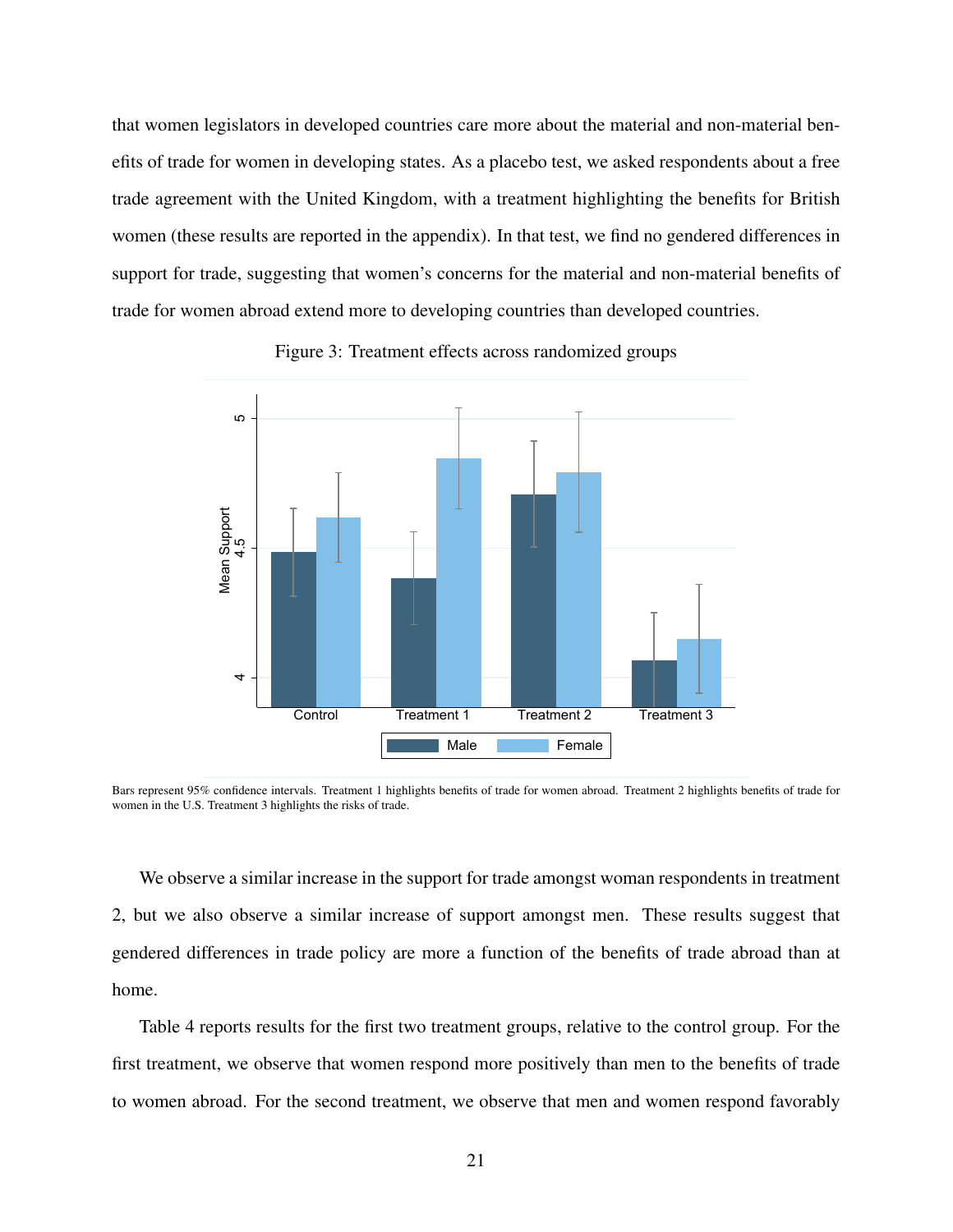that women legislators in developed countries care more about the material and non-material benefits of trade for women in developing states. As a placebo test, we asked respondents about a free trade agreement with the United Kingdom, with a treatment highlighting the benefits for British women (these results are reported in the appendix). In that test, we find no gendered differences in support for trade, suggesting that women's concerns for the material and non-material benefits of trade for women abroad extend more to developing countries than developed countries.

Figure 3: Treatment effects across randomized groups

Bars represent 95% confidence intervals. Treatment 1 highlights benefits of trade for women abroad. Treatment 2 highlights benefits of trade for women in the U.S. Treatment 3 highlights the risks of trade.

We observe a similar increase in the support for trade amongst woman respondents in treatment 2, but we also observe a similar increase of support amongst men. These results suggest that gendered differences in trade policy are more a function of the benefits of trade abroad than at home.

Table 4 reports results for the first two treatment groups, relative to the control group. For the first treatment, we observe that women respond more positively than men to the benefits of trade to women abroad. For the second treatment, we observe that men and women respond favorably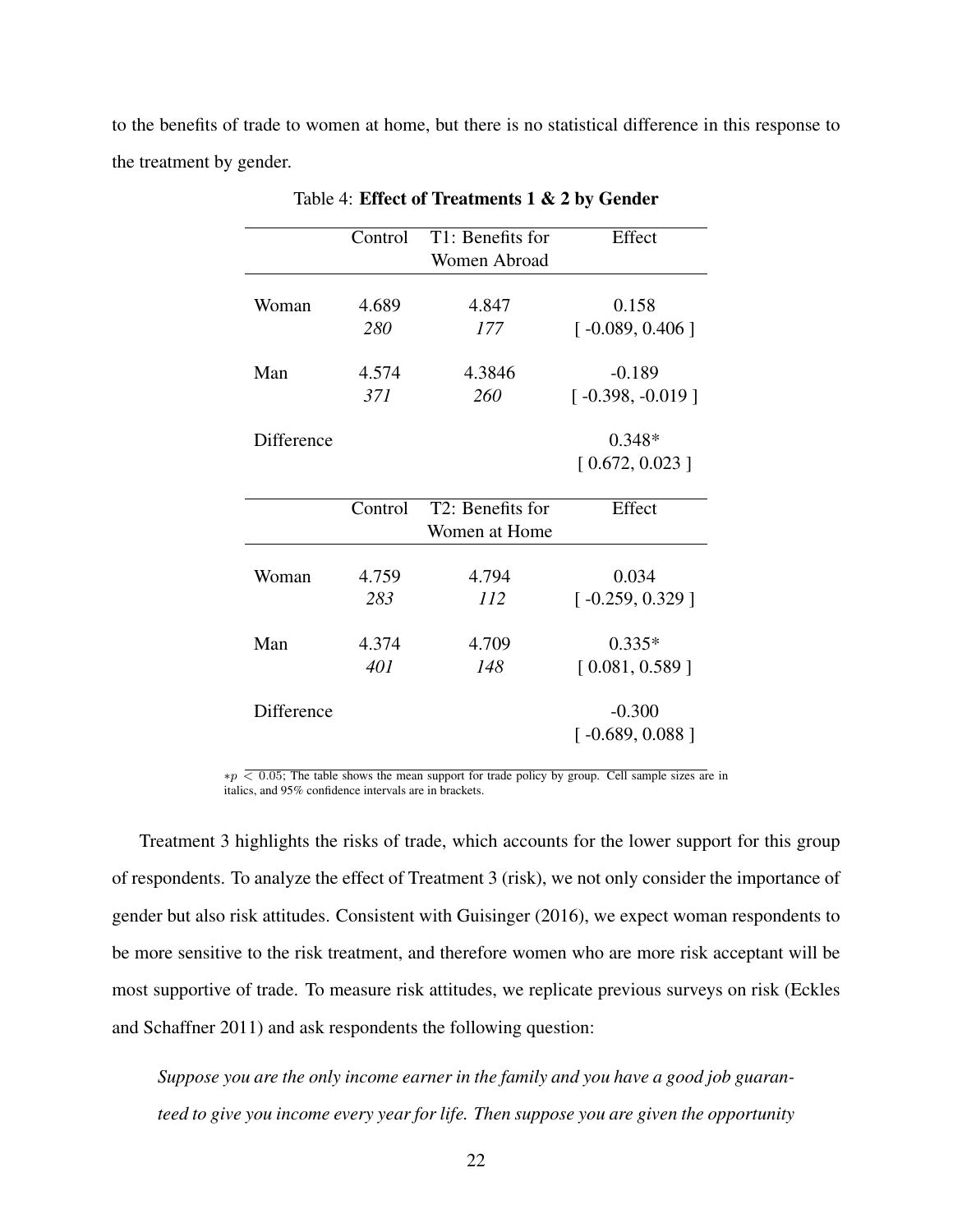to the benefits of trade to women at home, but there is no statistical difference in this response to the treatment by gender.

Table 4: **Effect of Treatments 1 & 2 by Gender**

| | Control | T1: Benefits for Women Abroad | Effect |
|---|---|---|---|
| Woman | 4.689 | 4.847 | 0.158 |
| | *280* | *177* | [ -0.089, 0.406 ] |
| Man | 4.574 | 4.3846 | -0.189 |
| | *371* | *260* | [ -0.398, -0.019 ] |
| Difference | | | 0.348* |
| | | | [ 0.672, 0.023 ] |

| | Control | T2: Benefits for Women at Home | Effect |
|---|---|---|---|
| Woman | 4.759 | 4.794 | 0.034 |
| | *283* | *112* | [ -0.259, 0.329 ] |
| Man | 4.374 | 4.709 | 0.335* |
| | *401* | *148* | [ 0.081, 0.589 ] |
| Difference | | | -0.300 |
| | | | [ -0.689, 0.088 ] |

$*p < 0.05$; The table shows the mean support for trade policy by group. Cell sample sizes are in italics, and 95% confidence intervals are in brackets.

Treatment 3 highlights the risks of trade, which accounts for the lower support for this group of respondents. To analyze the effect of Treatment 3 (risk), we not only consider the importance of gender but also risk attitudes. Consistent with Guisinger (2016), we expect woman respondents to be more sensitive to the risk treatment, and therefore women who are more risk acceptant will be most supportive of trade. To measure risk attitudes, we replicate previous surveys on risk (Eckles and Schaffner 2011) and ask respondents the following question:

*Suppose you are the only income earner in the family and you have a good job guaranteed to give you income every year for life. Then suppose you are given the opportunity*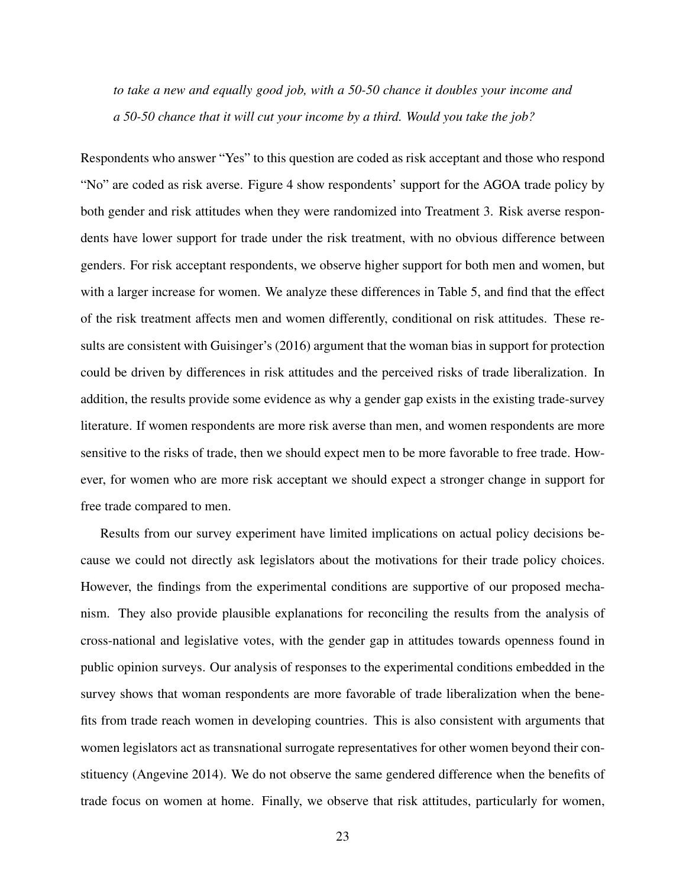*to take a new and equally good job, with a 50-50 chance it doubles your income and a 50-50 chance that it will cut your income by a third. Would you take the job?*

Respondents who answer "Yes" to this question are coded as risk acceptant and those who respond "No" are coded as risk averse. Figure 4 show respondents' support for the AGOA trade policy by both gender and risk attitudes when they were randomized into Treatment 3. Risk averse respondents have lower support for trade under the risk treatment, with no obvious difference between genders. For risk acceptant respondents, we observe higher support for both men and women, but with a larger increase for women. We analyze these differences in Table 5, and find that the effect of the risk treatment affects men and women differently, conditional on risk attitudes. These results are consistent with Guisinger's (2016) argument that the woman bias in support for protection could be driven by differences in risk attitudes and the perceived risks of trade liberalization. In addition, the results provide some evidence as why a gender gap exists in the existing trade-survey literature. If women respondents are more risk averse than men, and women respondents are more sensitive to the risks of trade, then we should expect men to be more favorable to free trade. However, for women who are more risk acceptant we should expect a stronger change in support for free trade compared to men.

Results from our survey experiment have limited implications on actual policy decisions because we could not directly ask legislators about the motivations for their trade policy choices. However, the findings from the experimental conditions are supportive of our proposed mechanism. They also provide plausible explanations for reconciling the results from the analysis of cross-national and legislative votes, with the gender gap in attitudes towards openness found in public opinion surveys. Our analysis of responses to the experimental conditions embedded in the survey shows that woman respondents are more favorable of trade liberalization when the benefits from trade reach women in developing countries. This is also consistent with arguments that women legislators act as transnational surrogate representatives for other women beyond their constituency (Angevine 2014). We do not observe the same gendered difference when the benefits of trade focus on women at home. Finally, we observe that risk attitudes, particularly for women,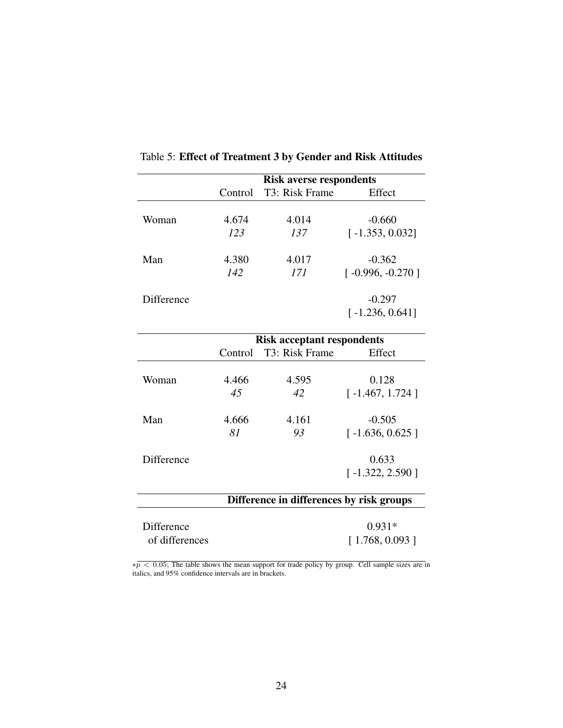Table 5: **Effect of Treatment 3 by Gender and Risk Attitudes**

| | **Risk averse respondents** | | |
|---|---|---|---|
| | Control | T3: Risk Frame | Effect |
| Woman | 4.674 | 4.014 | -0.660 |
| | *123* | *137* | [ -1.353, 0.032] |
| Man | 4.380 | 4.017 | -0.362 |
| | *142* | *171* | [ -0.996, -0.270 ] |
| Difference | | | -0.297 |
| | | | [ -1.236, 0.641] |
| | **Risk acceptant respondents** | | |
| | Control | T3: Risk Frame | Effect |
| Woman | 4.466 | 4.595 | 0.128 |
| | *45* | *42* | [ -1.467, 1.724 ] |
| Man | 4.666 | 4.161 | -0.505 |
| | *81* | *93* | [ -1.636, 0.625 ] |
| Difference | | | 0.633 |
| | | | [ -1.322, 2.590 ] |
| | **Difference in differences by risk groups** | | |
| Difference of differences | | | 0.931* |
| | | | [ 1.768, 0.093 ] |

$*p < 0.05$; The table shows the mean support for trade policy by group. Cell sample sizes are in italics, and 95% confidence intervals are in brackets.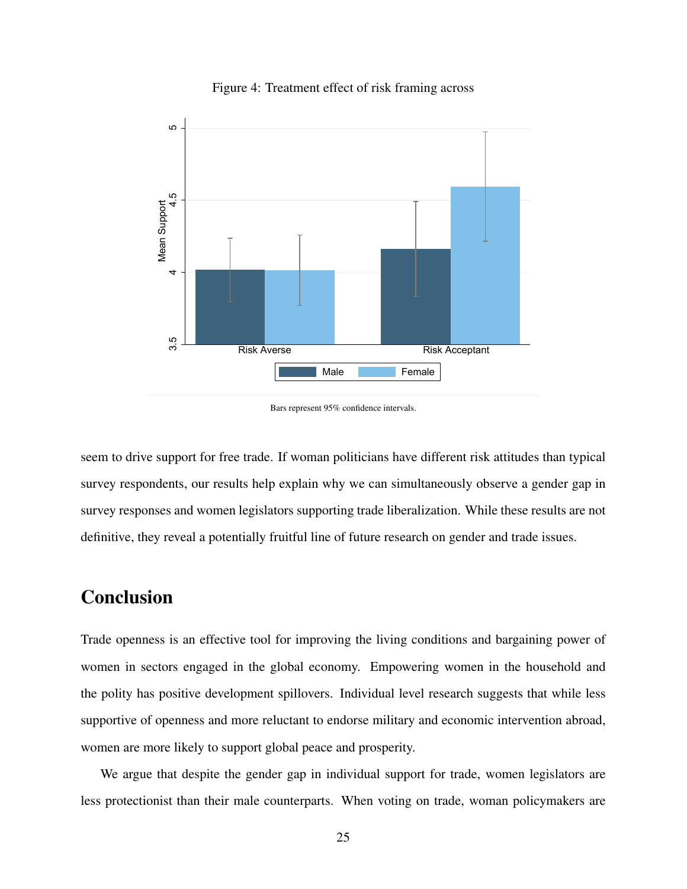Figure 4: Treatment effect of risk framing across

Bars represent 95% confidence intervals.

seem to drive support for free trade. If woman politicians have different risk attitudes than typical survey respondents, our results help explain why we can simultaneously observe a gender gap in survey responses and women legislators supporting trade liberalization. While these results are not definitive, they reveal a potentially fruitful line of future research on gender and trade issues.

## Conclusion

Trade openness is an effective tool for improving the living conditions and bargaining power of women in sectors engaged in the global economy. Empowering women in the household and the polity has positive development spillovers. Individual level research suggests that while less supportive of openness and more reluctant to endorse military and economic intervention abroad, women are more likely to support global peace and prosperity.

We argue that despite the gender gap in individual support for trade, women legislators are less protectionist than their male counterparts. When voting on trade, woman policymakers are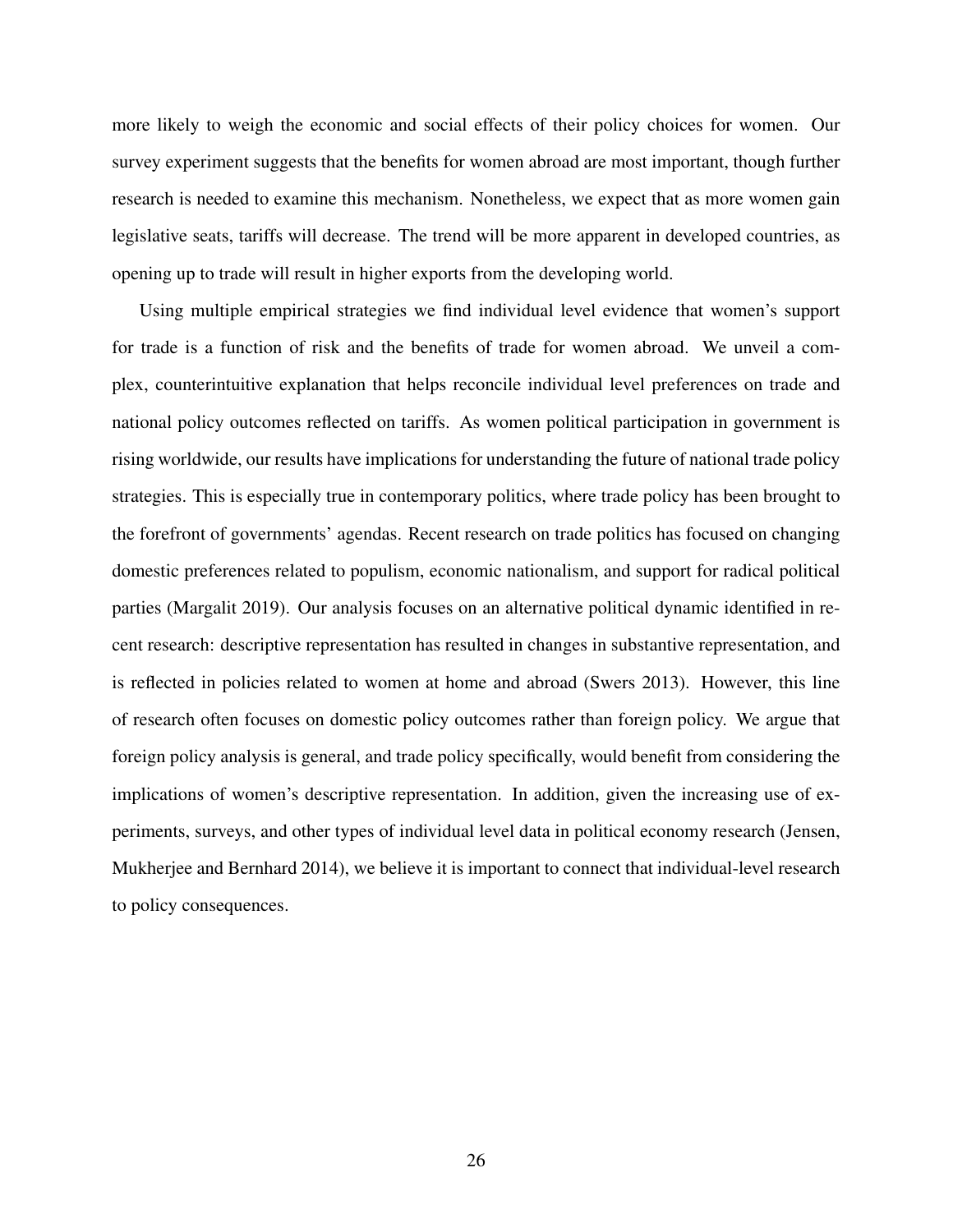more likely to weigh the economic and social effects of their policy choices for women. Our survey experiment suggests that the benefits for women abroad are most important, though further research is needed to examine this mechanism. Nonetheless, we expect that as more women gain legislative seats, tariffs will decrease. The trend will be more apparent in developed countries, as opening up to trade will result in higher exports from the developing world.

Using multiple empirical strategies we find individual level evidence that women's support for trade is a function of risk and the benefits of trade for women abroad. We unveil a complex, counterintuitive explanation that helps reconcile individual level preferences on trade and national policy outcomes reflected on tariffs. As women political participation in government is rising worldwide, our results have implications for understanding the future of national trade policy strategies. This is especially true in contemporary politics, where trade policy has been brought to the forefront of governments' agendas. Recent research on trade politics has focused on changing domestic preferences related to populism, economic nationalism, and support for radical political parties (Margalit 2019). Our analysis focuses on an alternative political dynamic identified in recent research: descriptive representation has resulted in changes in substantive representation, and is reflected in policies related to women at home and abroad (Swers 2013). However, this line of research often focuses on domestic policy outcomes rather than foreign policy. We argue that foreign policy analysis is general, and trade policy specifically, would benefit from considering the implications of women's descriptive representation. In addition, given the increasing use of experiments, surveys, and other types of individual level data in political economy research (Jensen, Mukherjee and Bernhard 2014), we believe it is important to connect that individual-level research to policy consequences.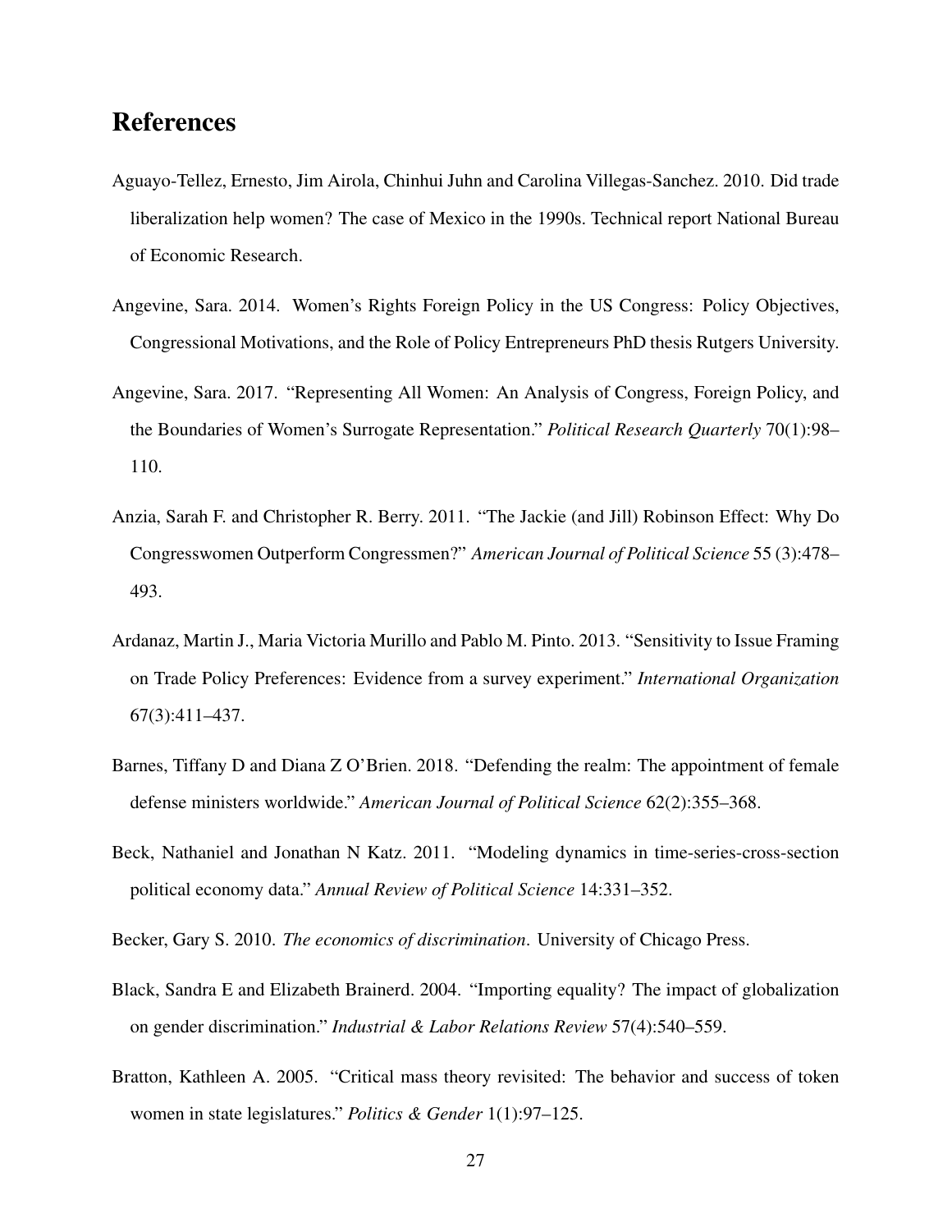# References

Aguayo-Tellez, Ernesto, Jim Airola, Chinhui Juhn and Carolina Villegas-Sanchez. 2010. Did trade liberalization help women? The case of Mexico in the 1990s. Technical report National Bureau of Economic Research.

Angevine, Sara. 2014. Women's Rights Foreign Policy in the US Congress: Policy Objectives, Congressional Motivations, and the Role of Policy Entrepreneurs PhD thesis Rutgers University.

Angevine, Sara. 2017. "Representing All Women: An Analysis of Congress, Foreign Policy, and the Boundaries of Women's Surrogate Representation." *Political Research Quarterly* 70(1):98–110.

Anzia, Sarah F. and Christopher R. Berry. 2011. "The Jackie (and Jill) Robinson Effect: Why Do Congresswomen Outperform Congressmen?" *American Journal of Political Science* 55 (3):478–493.

Ardanaz, Martin J., Maria Victoria Murillo and Pablo M. Pinto. 2013. "Sensitivity to Issue Framing on Trade Policy Preferences: Evidence from a survey experiment." *International Organization* 67(3):411–437.

Barnes, Tiffany D and Diana Z O'Brien. 2018. "Defending the realm: The appointment of female defense ministers worldwide." *American Journal of Political Science* 62(2):355–368.

Beck, Nathaniel and Jonathan N Katz. 2011. "Modeling dynamics in time-series-cross-section political economy data." *Annual Review of Political Science* 14:331–352.

Becker, Gary S. 2010. *The economics of discrimination*. University of Chicago Press.

Black, Sandra E and Elizabeth Brainerd. 2004. "Importing equality? The impact of globalization on gender discrimination." *Industrial & Labor Relations Review* 57(4):540–559.

Bratton, Kathleen A. 2005. "Critical mass theory revisited: The behavior and success of token women in state legislatures." *Politics & Gender* 1(1):97–125.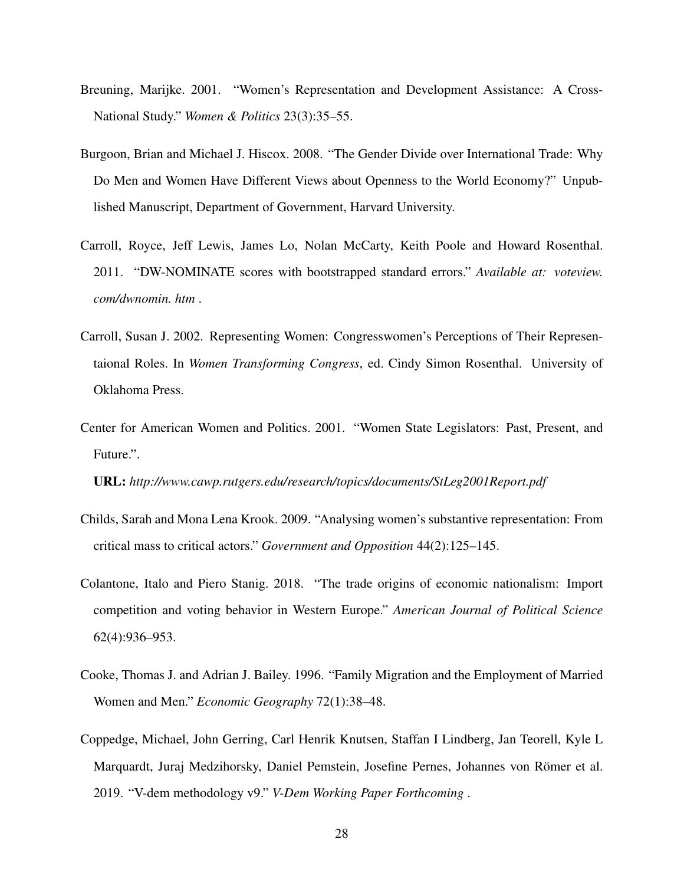Breuning, Marijke. 2001. "Women's Representation and Development Assistance: A Cross-National Study." *Women & Politics* 23(3):35–55.

Burgoon, Brian and Michael J. Hiscox. 2008. "The Gender Divide over International Trade: Why Do Men and Women Have Different Views about Openness to the World Economy?" Unpublished Manuscript, Department of Government, Harvard University.

Carroll, Royce, Jeff Lewis, James Lo, Nolan McCarty, Keith Poole and Howard Rosenthal. 2011. "DW-NOMINATE scores with bootstrapped standard errors." *Available at: voteview. com/dwnomin. htm* .

Carroll, Susan J. 2002. Representing Women: Congresswomen's Perceptions of Their Representaional Roles. In *Women Transforming Congress*, ed. Cindy Simon Rosenthal. University of Oklahoma Press.

Center for American Women and Politics. 2001. "Women State Legislators: Past, Present, and Future.".

**URL:** *http://www.cawp.rutgers.edu/research/topics/documents/StLeg2001Report.pdf*

Childs, Sarah and Mona Lena Krook. 2009. "Analysing women's substantive representation: From critical mass to critical actors." *Government and Opposition* 44(2):125–145.

Colantone, Italo and Piero Stanig. 2018. "The trade origins of economic nationalism: Import competition and voting behavior in Western Europe." *American Journal of Political Science* 62(4):936–953.

Cooke, Thomas J. and Adrian J. Bailey. 1996. "Family Migration and the Employment of Married Women and Men." *Economic Geography* 72(1):38–48.

Coppedge, Michael, John Gerring, Carl Henrik Knutsen, Staffan I Lindberg, Jan Teorell, Kyle L Marquardt, Juraj Medzihorsky, Daniel Pemstein, Josefine Pernes, Johannes von Römer et al. 2019. "V-dem methodology v9." *V-Dem Working Paper Forthcoming* .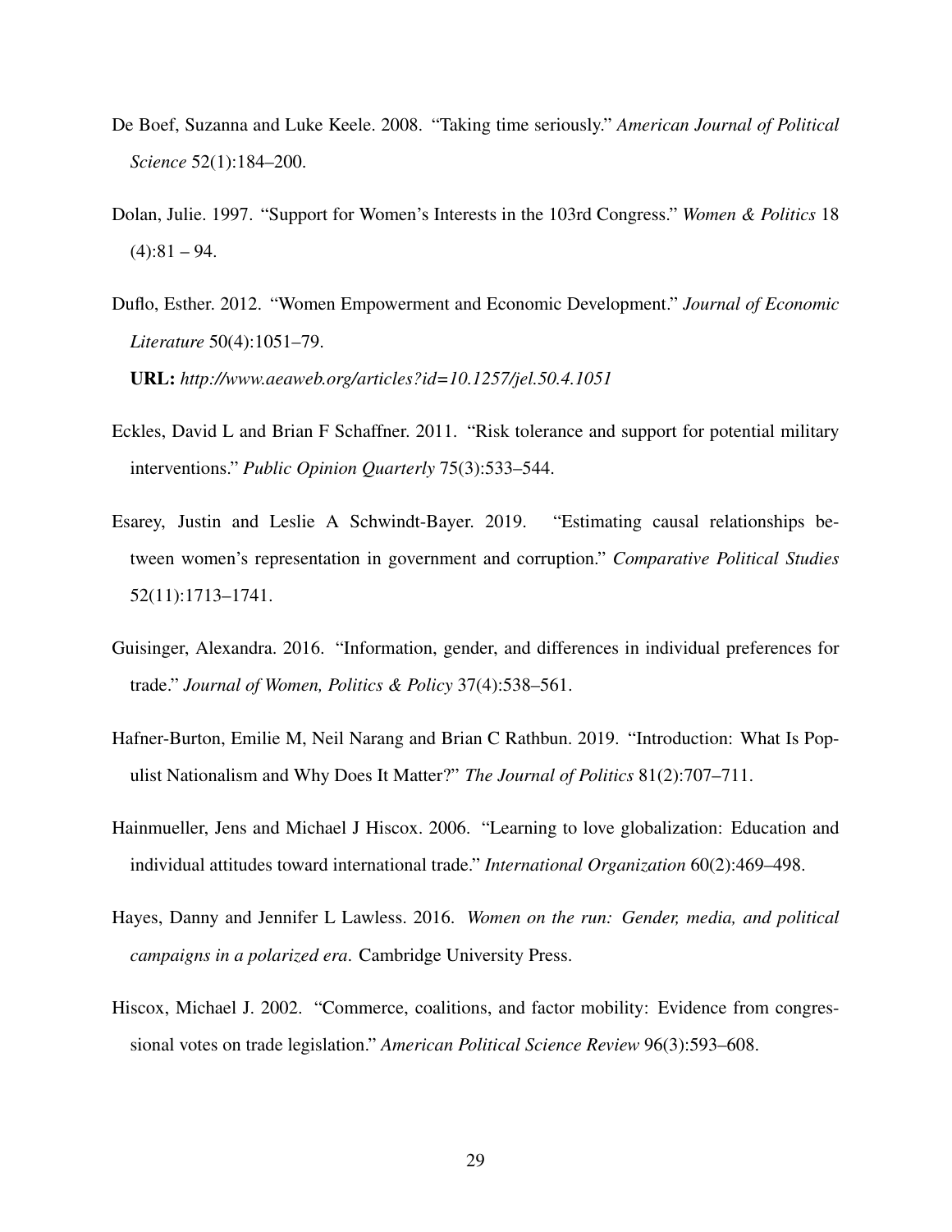De Boef, Suzanna and Luke Keele. 2008. "Taking time seriously." *American Journal of Political Science* 52(1):184–200.

Dolan, Julie. 1997. "Support for Women's Interests in the 103rd Congress." *Women & Politics* 18 (4):81 – 94.

Duflo, Esther. 2012. "Women Empowerment and Economic Development." *Journal of Economic Literature* 50(4):1051–79.
**URL:** *http://www.aeaweb.org/articles?id=10.1257/jel.50.4.1051*

Eckles, David L and Brian F Schaffner. 2011. "Risk tolerance and support for potential military interventions." *Public Opinion Quarterly* 75(3):533–544.

Esarey, Justin and Leslie A Schwindt-Bayer. 2019. "Estimating causal relationships between women's representation in government and corruption." *Comparative Political Studies* 52(11):1713–1741.

Guisinger, Alexandra. 2016. "Information, gender, and differences in individual preferences for trade." *Journal of Women, Politics & Policy* 37(4):538–561.

Hafner-Burton, Emilie M, Neil Narang and Brian C Rathbun. 2019. "Introduction: What Is Populist Nationalism and Why Does It Matter?" *The Journal of Politics* 81(2):707–711.

Hainmueller, Jens and Michael J Hiscox. 2006. "Learning to love globalization: Education and individual attitudes toward international trade." *International Organization* 60(2):469–498.

Hayes, Danny and Jennifer L Lawless. 2016. *Women on the run: Gender, media, and political campaigns in a polarized era*. Cambridge University Press.

Hiscox, Michael J. 2002. "Commerce, coalitions, and factor mobility: Evidence from congressional votes on trade legislation." *American Political Science Review* 96(3):593–608.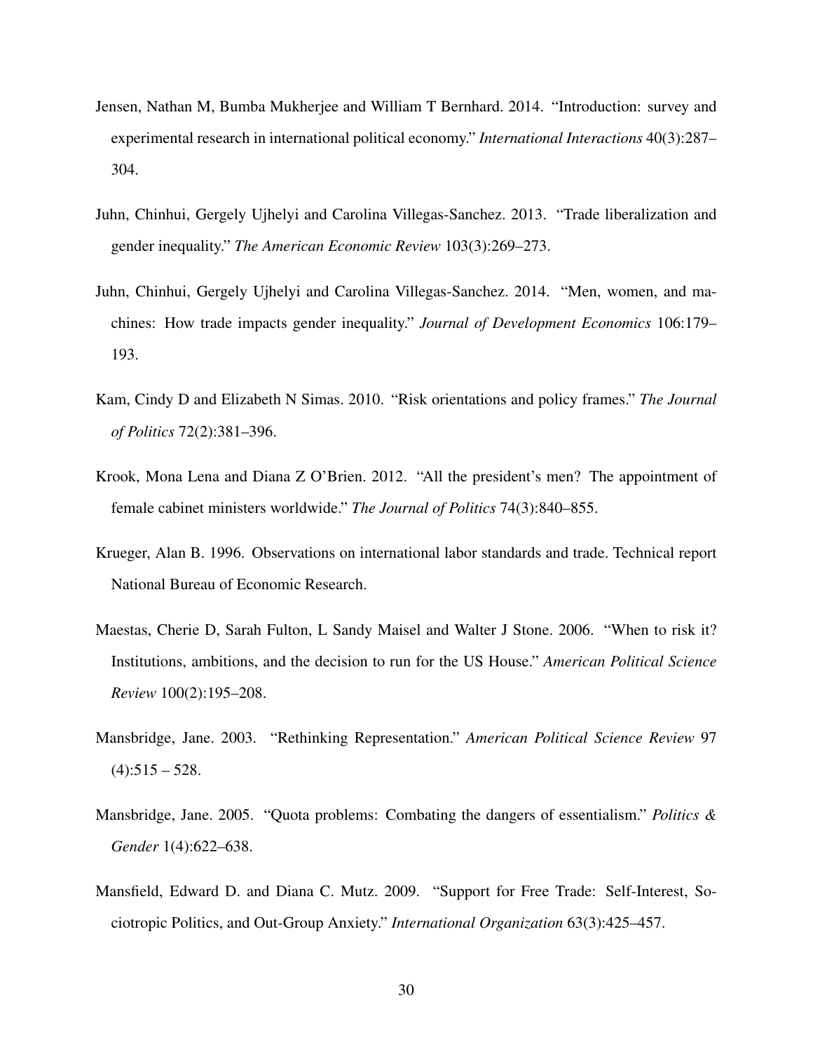Jensen, Nathan M, Bumba Mukherjee and William T Bernhard. 2014. "Introduction: survey and experimental research in international political economy." *International Interactions* 40(3):287–304.

Juhn, Chinhui, Gergely Ujhelyi and Carolina Villegas-Sanchez. 2013. "Trade liberalization and gender inequality." *The American Economic Review* 103(3):269–273.

Juhn, Chinhui, Gergely Ujhelyi and Carolina Villegas-Sanchez. 2014. "Men, women, and machines: How trade impacts gender inequality." *Journal of Development Economics* 106:179–193.

Kam, Cindy D and Elizabeth N Simas. 2010. "Risk orientations and policy frames." *The Journal of Politics* 72(2):381–396.

Krook, Mona Lena and Diana Z O'Brien. 2012. "All the president's men? The appointment of female cabinet ministers worldwide." *The Journal of Politics* 74(3):840–855.

Krueger, Alan B. 1996. Observations on international labor standards and trade. Technical report National Bureau of Economic Research.

Maestas, Cherie D, Sarah Fulton, L Sandy Maisel and Walter J Stone. 2006. "When to risk it? Institutions, ambitions, and the decision to run for the US House." *American Political Science Review* 100(2):195–208.

Mansbridge, Jane. 2003. "Rethinking Representation." *American Political Science Review* 97 (4):515 – 528.

Mansbridge, Jane. 2005. "Quota problems: Combating the dangers of essentialism." *Politics & Gender* 1(4):622–638.

Mansfield, Edward D. and Diana C. Mutz. 2009. "Support for Free Trade: Self-Interest, Sociotropic Politics, and Out-Group Anxiety." *International Organization* 63(3):425–457.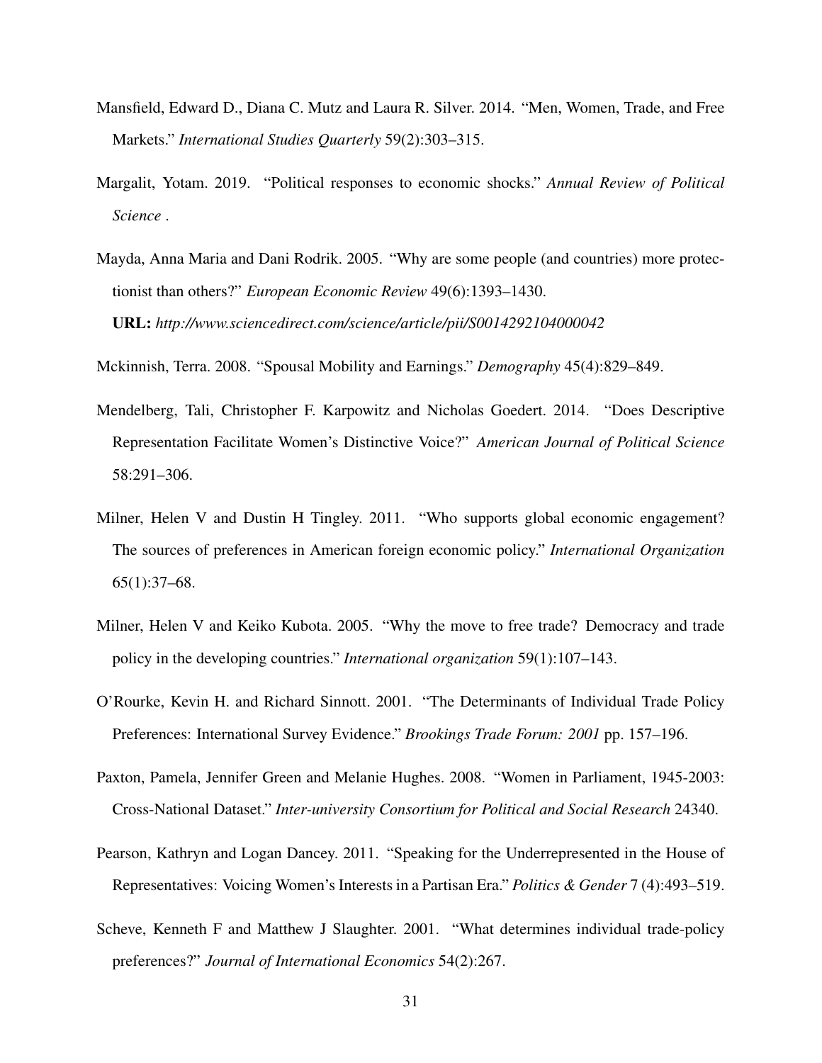Mansfield, Edward D., Diana C. Mutz and Laura R. Silver. 2014. "Men, Women, Trade, and Free Markets." *International Studies Quarterly* 59(2):303–315.

Margalit, Yotam. 2019. "Political responses to economic shocks." *Annual Review of Political Science* .

Mayda, Anna Maria and Dani Rodrik. 2005. "Why are some people (and countries) more protectionist than others?" *European Economic Review* 49(6):1393–1430.
**URL:** *http://www.sciencedirect.com/science/article/pii/S0014292104000042*

Mckinnish, Terra. 2008. "Spousal Mobility and Earnings." *Demography* 45(4):829–849.

Mendelberg, Tali, Christopher F. Karpowitz and Nicholas Goedert. 2014. "Does Descriptive Representation Facilitate Women's Distinctive Voice?" *American Journal of Political Science* 58:291–306.

Milner, Helen V and Dustin H Tingley. 2011. "Who supports global economic engagement? The sources of preferences in American foreign economic policy." *International Organization* 65(1):37–68.

Milner, Helen V and Keiko Kubota. 2005. "Why the move to free trade? Democracy and trade policy in the developing countries." *International organization* 59(1):107–143.

O'Rourke, Kevin H. and Richard Sinnott. 2001. "The Determinants of Individual Trade Policy Preferences: International Survey Evidence." *Brookings Trade Forum: 2001* pp. 157–196.

Paxton, Pamela, Jennifer Green and Melanie Hughes. 2008. "Women in Parliament, 1945-2003: Cross-National Dataset." *Inter-university Consortium for Political and Social Research* 24340.

Pearson, Kathryn and Logan Dancey. 2011. "Speaking for the Underrepresented in the House of Representatives: Voicing Women's Interests in a Partisan Era." *Politics & Gender* 7 (4):493–519.

Scheve, Kenneth F and Matthew J Slaughter. 2001. "What determines individual trade-policy preferences?" *Journal of International Economics* 54(2):267.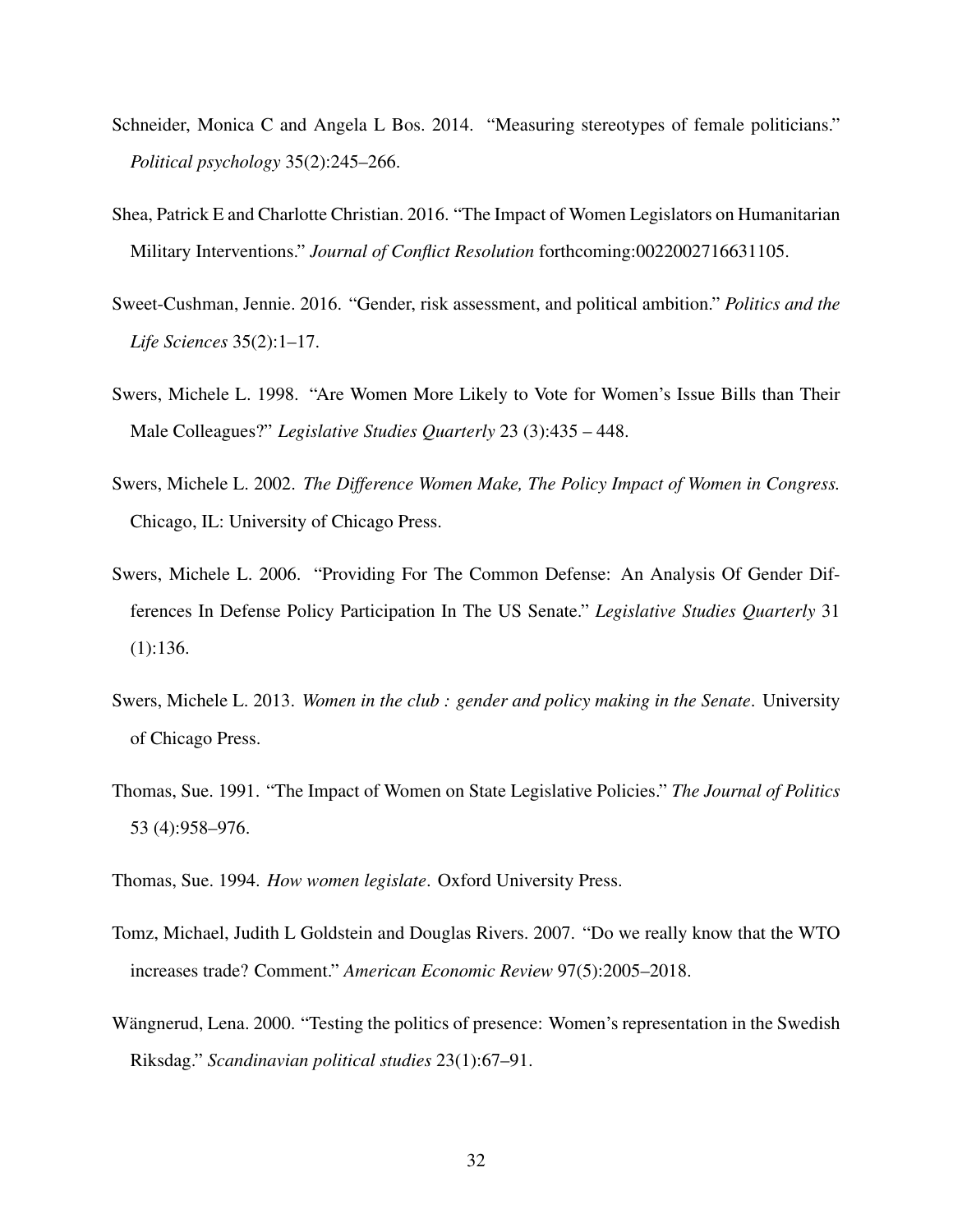Schneider, Monica C and Angela L Bos. 2014. "Measuring stereotypes of female politicians." *Political psychology* 35(2):245–266.

Shea, Patrick E and Charlotte Christian. 2016. "The Impact of Women Legislators on Humanitarian Military Interventions." *Journal of Conflict Resolution* forthcoming:0022002716631105.

Sweet-Cushman, Jennie. 2016. "Gender, risk assessment, and political ambition." *Politics and the Life Sciences* 35(2):1–17.

Swers, Michele L. 1998. "Are Women More Likely to Vote for Women's Issue Bills than Their Male Colleagues?" *Legislative Studies Quarterly* 23 (3):435 – 448.

Swers, Michele L. 2002. *The Difference Women Make, The Policy Impact of Women in Congress.* Chicago, IL: University of Chicago Press.

Swers, Michele L. 2006. "Providing For The Common Defense: An Analysis Of Gender Differences In Defense Policy Participation In The US Senate." *Legislative Studies Quarterly* 31 (1):136.

Swers, Michele L. 2013. *Women in the club : gender and policy making in the Senate*. University of Chicago Press.

Thomas, Sue. 1991. "The Impact of Women on State Legislative Policies." *The Journal of Politics* 53 (4):958–976.

Thomas, Sue. 1994. *How women legislate*. Oxford University Press.

Tomz, Michael, Judith L Goldstein and Douglas Rivers. 2007. "Do we really know that the WTO increases trade? Comment." *American Economic Review* 97(5):2005–2018.

Wängnerud, Lena. 2000. "Testing the politics of presence: Women's representation in the Swedish Riksdag." *Scandinavian political studies* 23(1):67–91.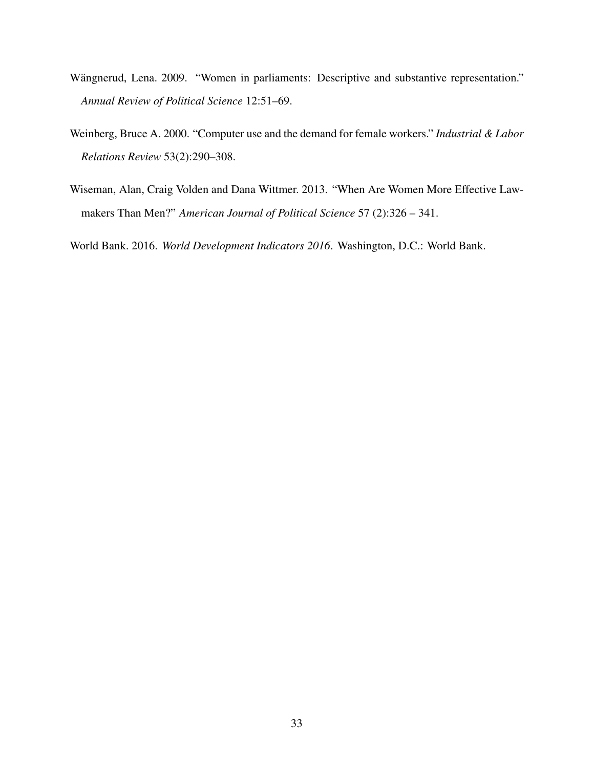Wängnerud, Lena. 2009. "Women in parliaments: Descriptive and substantive representation." *Annual Review of Political Science* 12:51–69.

Weinberg, Bruce A. 2000. "Computer use and the demand for female workers." *Industrial & Labor Relations Review* 53(2):290–308.

Wiseman, Alan, Craig Volden and Dana Wittmer. 2013. "When Are Women More Effective Lawmakers Than Men?" *American Journal of Political Science* 57 (2):326 – 341.

World Bank. 2016. *World Development Indicators 2016*. Washington, D.C.: World Bank.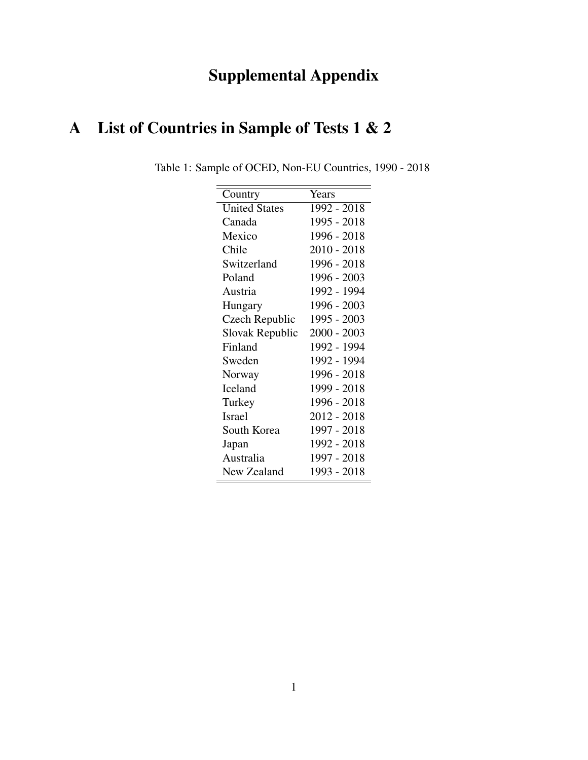# Supplemental Appendix

## A List of Countries in Sample of Tests 1 & 2

Table 1: Sample of OCED, Non-EU Countries, 1990 - 2018

| Country | Years |
|---|---|
| United States | 1992 - 2018 |
| Canada | 1995 - 2018 |
| Mexico | 1996 - 2018 |
| Chile | 2010 - 2018 |
| Switzerland | 1996 - 2018 |
| Poland | 1996 - 2003 |
| Austria | 1992 - 1994 |
| Hungary | 1996 - 2003 |
| Czech Republic | 1995 - 2003 |
| Slovak Republic | 2000 - 2003 |
| Finland | 1992 - 1994 |
| Sweden | 1992 - 1994 |
| Norway | 1996 - 2018 |
| Iceland | 1999 - 2018 |
| Turkey | 1996 - 2018 |
| Israel | 2012 - 2018 |
| South Korea | 1997 - 2018 |
| Japan | 1992 - 2018 |
| Australia | 1997 - 2018 |
| New Zealand | 1993 - 2018 |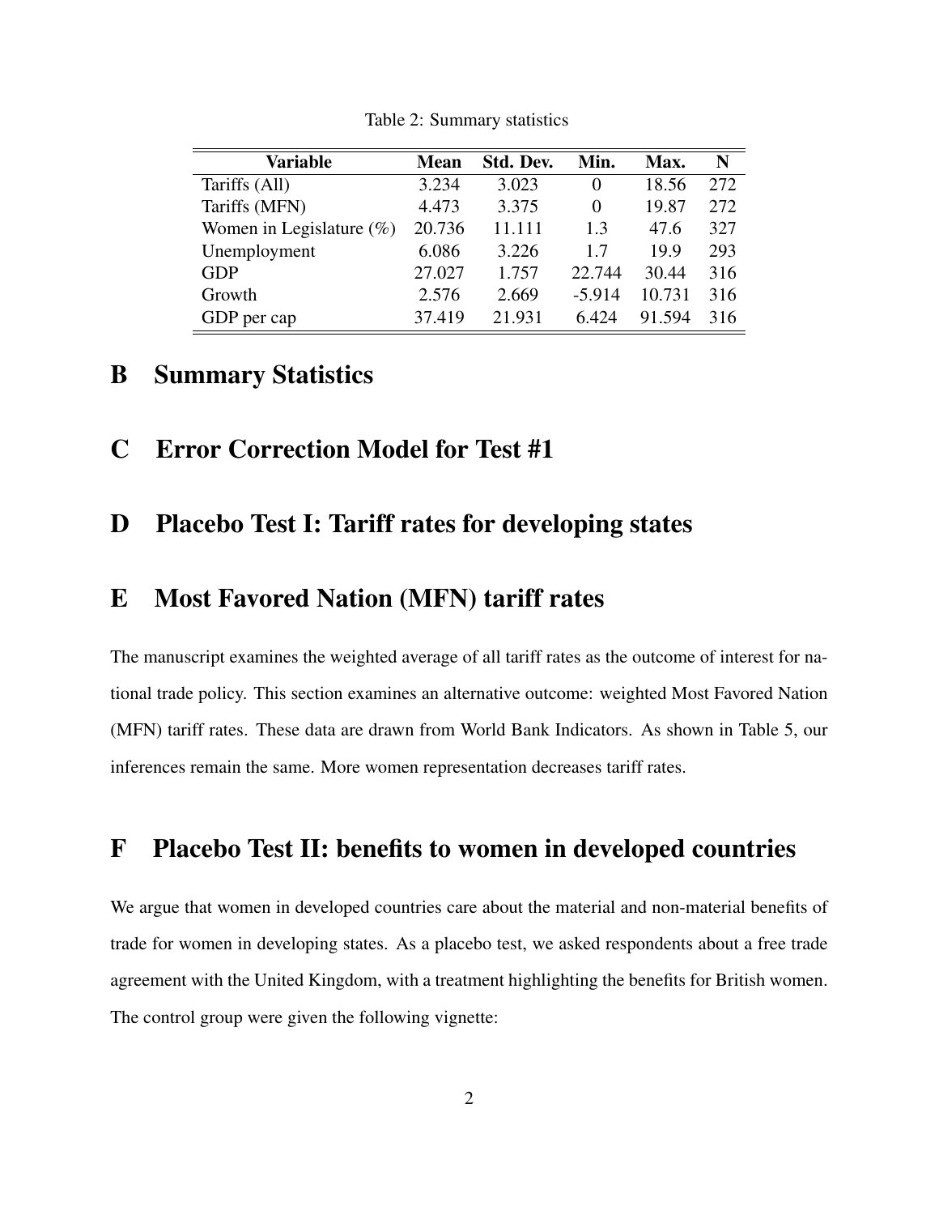Table 2: Summary statistics

| Variable | Mean | Std. Dev. | Min. | Max. | N |
|---|---|---|---|---|---|
| Tariffs (All) | 3.234 | 3.023 | 0 | 18.56 | 272 |
| Tariffs (MFN) | 4.473 | 3.375 | 0 | 19.87 | 272 |
| Women in Legislature (%) | 20.736 | 11.111 | 1.3 | 47.6 | 327 |
| Unemployment | 6.086 | 3.226 | 1.7 | 19.9 | 293 |
| GDP | 27.027 | 1.757 | 22.744 | 30.44 | 316 |
| Growth | 2.576 | 2.669 | -5.914 | 10.731 | 316 |
| GDP per cap | 37.419 | 21.931 | 6.424 | 91.594 | 316 |

# B Summary Statistics

# C Error Correction Model for Test #1

# D Placebo Test I: Tariff rates for developing states

# E Most Favored Nation (MFN) tariff rates

The manuscript examines the weighted average of all tariff rates as the outcome of interest for national trade policy. This section examines an alternative outcome: weighted Most Favored Nation (MFN) tariff rates. These data are drawn from World Bank Indicators. As shown in Table 5, our inferences remain the same. More women representation decreases tariff rates.

# F Placebo Test II: benefits to women in developed countries

We argue that women in developed countries care about the material and non-material benefits of trade for women in developing states. As a placebo test, we asked respondents about a free trade agreement with the United Kingdom, with a treatment highlighting the benefits for British women. The control group were given the following vignette: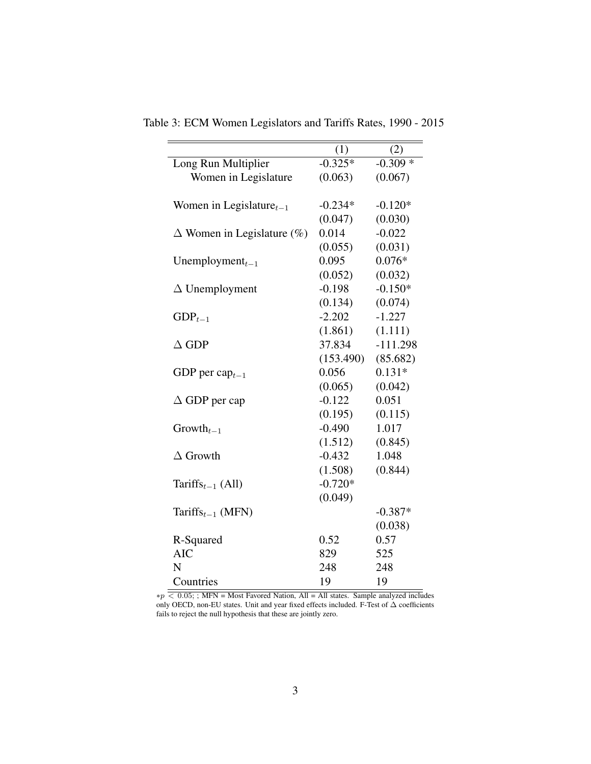Table 3: ECM Women Legislators and Tariffs Rates, 1990 - 2015

| | (1) | (2) |
|---|---|---|
| Long Run Multiplier | -0.325* | -0.309 * |
| Women in Legislature | (0.063) | (0.067) |
| | | |
| Women in Legislature$_{t-1}$ | -0.234* | -0.120* |
| | (0.047) | (0.030) |
| $\Delta$ Women in Legislature (%) | 0.014 | -0.022 |
| | (0.055) | (0.031) |
| Unemployment$_{t-1}$ | 0.095 | 0.076* |
| | (0.052) | (0.032) |
| $\Delta$ Unemployment | -0.198 | -0.150* |
| | (0.134) | (0.074) |
| GDP$_{t-1}$ | -2.202 | -1.227 |
| | (1.861) | (1.111) |
| $\Delta$ GDP | 37.834 | -111.298 |
| | (153.490) | (85.682) |
| GDP per cap$_{t-1}$ | 0.056 | 0.131* |
| | (0.065) | (0.042) |
| $\Delta$ GDP per cap | -0.122 | 0.051 |
| | (0.195) | (0.115) |
| Growth$_{t-1}$ | -0.490 | 1.017 |
| | (1.512) | (0.845) |
| $\Delta$ Growth | -0.432 | 1.048 |
| | (1.508) | (0.844) |
| Tariffs$_{t-1}$ (All) | -0.720* | |
| | (0.049) | |
| Tariffs$_{t-1}$ (MFN) | | -0.387* |
| | | (0.038) |
| R-Squared | 0.52 | 0.57 |
| AIC | 829 | 525 |
| N | 248 | 248 |
| Countries | 19 | 19 |

$*p < 0.05$; ; MFN = Most Favored Nation, All = All states. Sample analyzed includes only OECD, non-EU states. Unit and year fixed effects included. F-Test of $\Delta$ coefficients fails to reject the null hypothesis that these are jointly zero.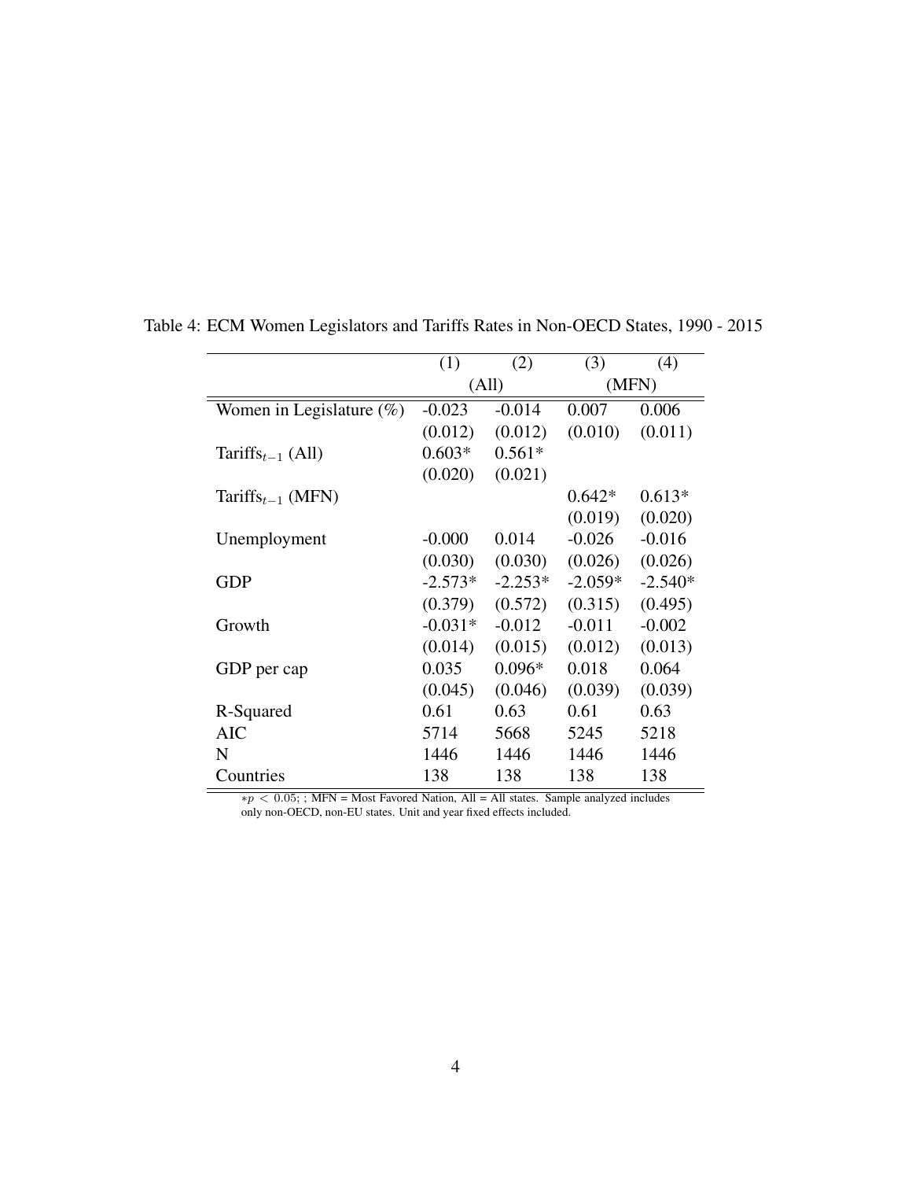Table 4: ECM Women Legislators and Tariffs Rates in Non-OECD States, 1990 - 2015

| | (1) | (2) | (3) | (4) |
|---|---|---|---|---|
| | (All) | | (MFN) | |
| Women in Legislature (%) | -0.023 | -0.014 | 0.007 | 0.006 |
| | (0.012) | (0.012) | (0.010) | (0.011) |
| $\text{Tariffs}_{t-1}$ (All) | 0.603* | 0.561* | | |
| | (0.020) | (0.021) | | |
| $\text{Tariffs}_{t-1}$ (MFN) | | | 0.642* | 0.613* |
| | | | (0.019) | (0.020) |
| Unemployment | -0.000 | 0.014 | -0.026 | -0.016 |
| | (0.030) | (0.030) | (0.026) | (0.026) |
| GDP | -2.573* | -2.253* | -2.059* | -2.540* |
| | (0.379) | (0.572) | (0.315) | (0.495) |
| Growth | -0.031* | -0.012 | -0.011 | -0.002 |
| | (0.014) | (0.015) | (0.012) | (0.013) |
| GDP per cap | 0.035 | 0.096* | 0.018 | 0.064 |
| | (0.045) | (0.046) | (0.039) | (0.039) |
| R-Squared | 0.61 | 0.63 | 0.61 | 0.63 |
| AIC | 5714 | 5668 | 5245 | 5218 |
| N | 1446 | 1446 | 1446 | 1446 |
| Countries | 138 | 138 | 138 | 138 |

$*p < 0.05$; ; MFN = Most Favored Nation, All = All states. Sample analyzed includes only non-OECD, non-EU states. Unit and year fixed effects included.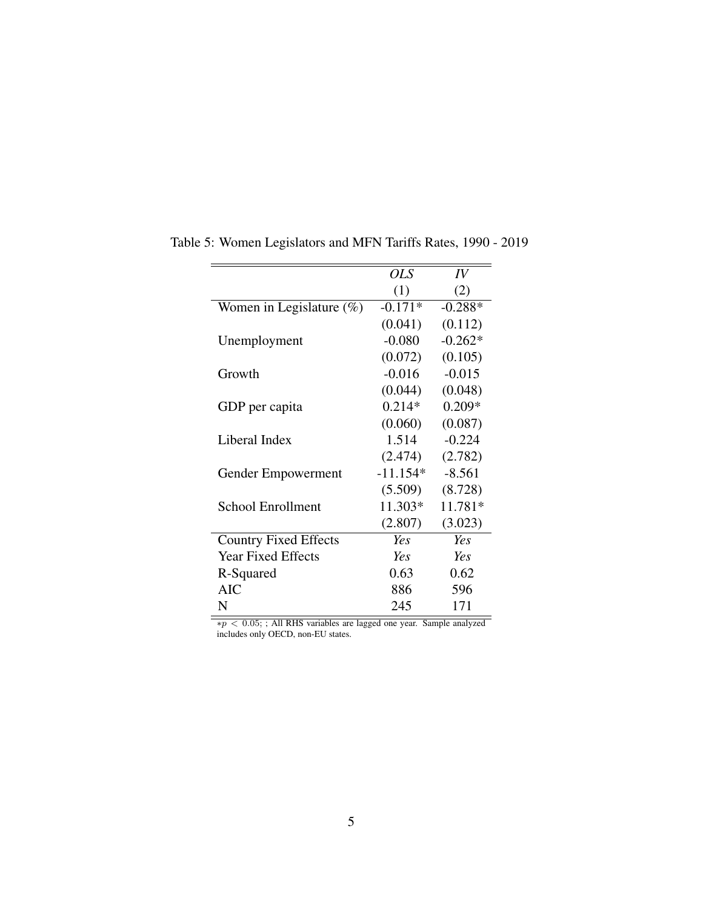Table 5: Women Legislators and MFN Tariffs Rates, 1990 - 2019

| | *OLS* | *IV* |
|---|---|---|
| | (1) | (2) |
| Women in Legislature (%) | -0.171* | -0.288* |
| | (0.041) | (0.112) |
| Unemployment | -0.080 | -0.262* |
| | (0.072) | (0.105) |
| Growth | -0.016 | -0.015 |
| | (0.044) | (0.048) |
| GDP per capita | 0.214* | 0.209* |
| | (0.060) | (0.087) |
| Liberal Index | 1.514 | -0.224 |
| | (2.474) | (2.782) |
| Gender Empowerment | -11.154* | -8.561 |
| | (5.509) | (8.728) |
| School Enrollment | 11.303* | 11.781* |
| | (2.807) | (3.023) |
| Country Fixed Effects | *Yes* | *Yes* |
| Year Fixed Effects | *Yes* | *Yes* |
| R-Squared | 0.63 | 0.62 |
| AIC | 886 | 596 |
| N | 245 | 171 |

$*p < 0.05$; ; All RHS variables are lagged one year. Sample analyzed includes only OECD, non-EU states.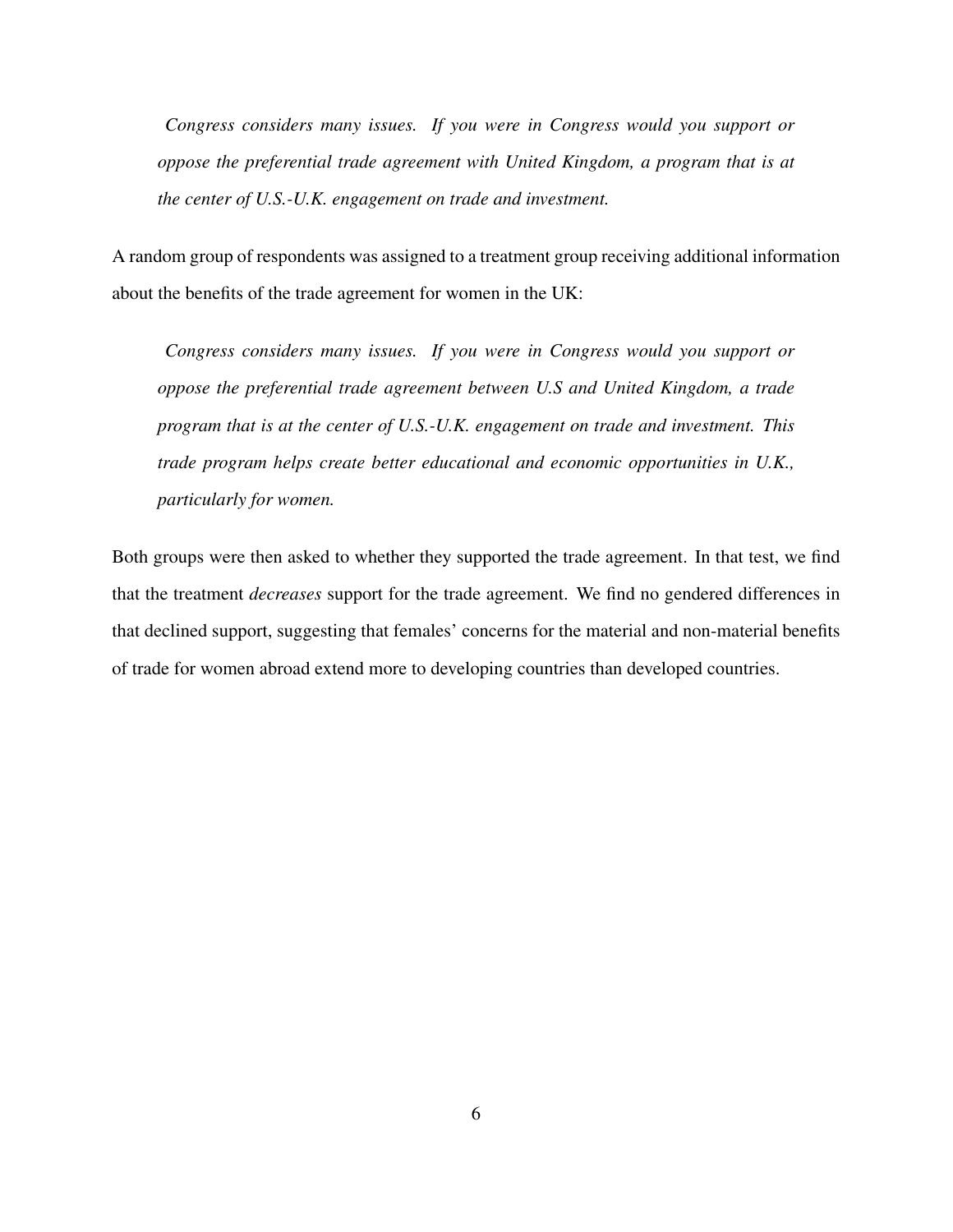*Congress considers many issues. If you were in Congress would you support or oppose the preferential trade agreement with United Kingdom, a program that is at the center of U.S.-U.K. engagement on trade and investment.*

A random group of respondents was assigned to a treatment group receiving additional information about the benefits of the trade agreement for women in the UK:

*Congress considers many issues. If you were in Congress would you support or oppose the preferential trade agreement between U.S and United Kingdom, a trade program that is at the center of U.S.-U.K. engagement on trade and investment. This trade program helps create better educational and economic opportunities in U.K., particularly for women.*

Both groups were then asked to whether they supported the trade agreement. In that test, we find that the treatment *decreases* support for the trade agreement. We find no gendered differences in that declined support, suggesting that females' concerns for the material and non-material benefits of trade for women abroad extend more to developing countries than developed countries.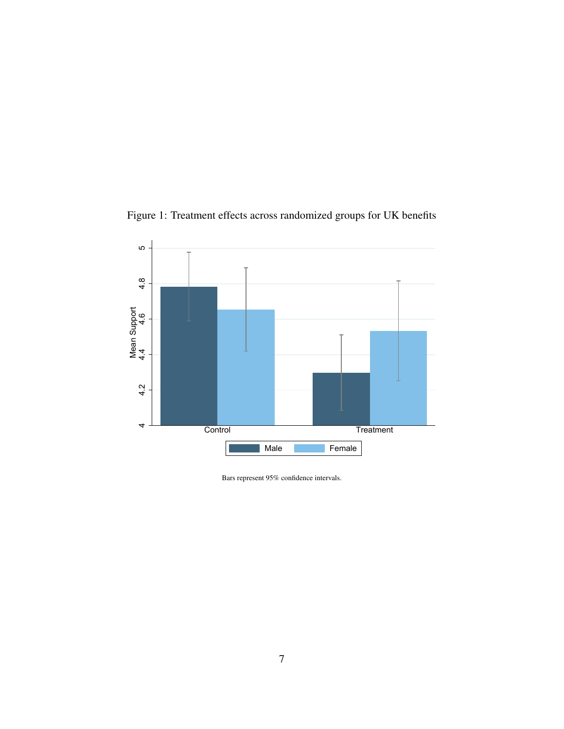Figure 1: Treatment effects across randomized groups for UK benefits

Bars represent 95% confidence intervals.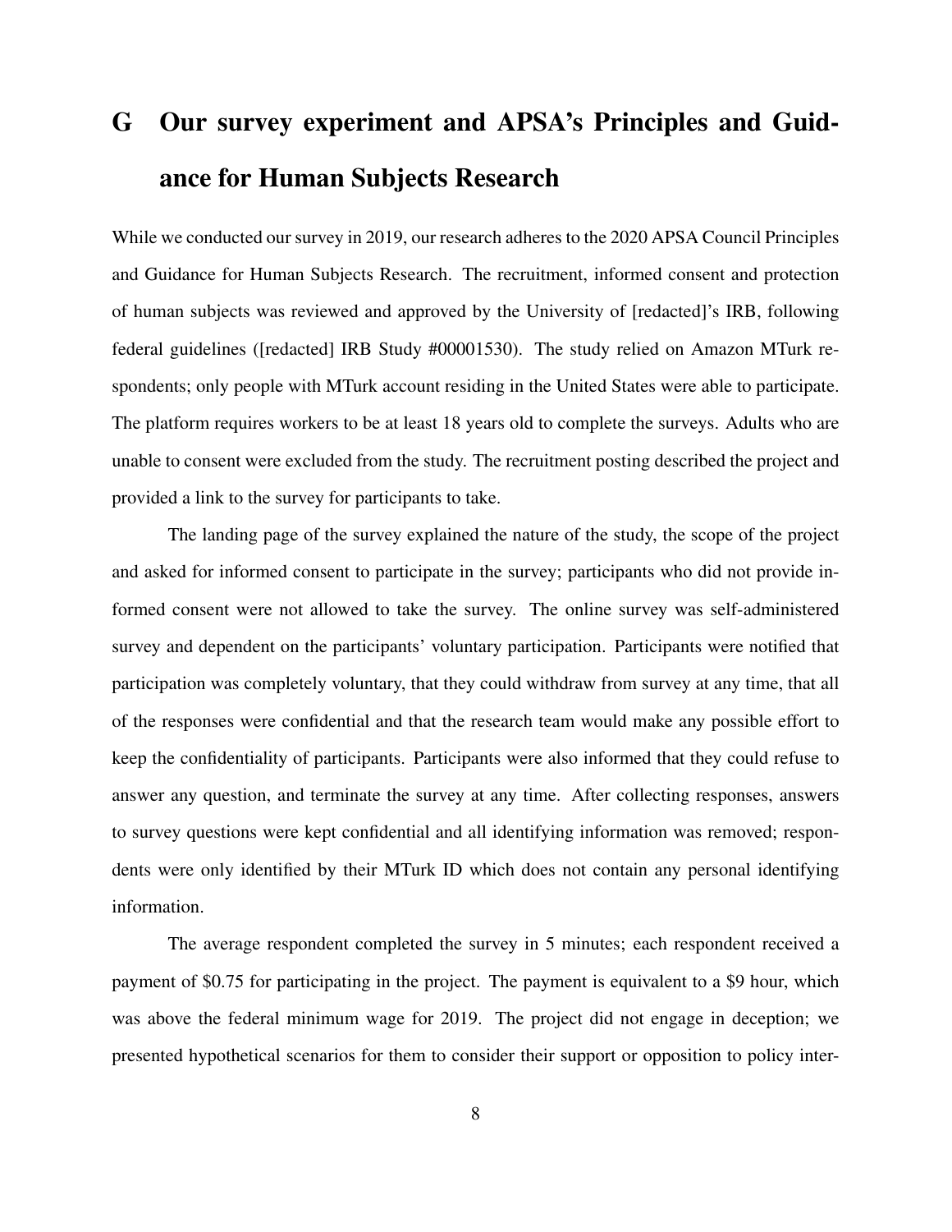# G Our survey experiment and APSA's Principles and Guidance for Human Subjects Research

While we conducted our survey in 2019, our research adheres to the 2020 APSA Council Principles and Guidance for Human Subjects Research. The recruitment, informed consent and protection of human subjects was reviewed and approved by the University of [redacted]'s IRB, following federal guidelines ([redacted] IRB Study #00001530). The study relied on Amazon MTurk respondents; only people with MTurk account residing in the United States were able to participate. The platform requires workers to be at least 18 years old to complete the surveys. Adults who are unable to consent were excluded from the study. The recruitment posting described the project and provided a link to the survey for participants to take.

The landing page of the survey explained the nature of the study, the scope of the project and asked for informed consent to participate in the survey; participants who did not provide informed consent were not allowed to take the survey. The online survey was self-administered survey and dependent on the participants' voluntary participation. Participants were notified that participation was completely voluntary, that they could withdraw from survey at any time, that all of the responses were confidential and that the research team would make any possible effort to keep the confidentiality of participants. Participants were also informed that they could refuse to answer any question, and terminate the survey at any time. After collecting responses, answers to survey questions were kept confidential and all identifying information was removed; respondents were only identified by their MTurk ID which does not contain any personal identifying information.

The average respondent completed the survey in 5 minutes; each respondent received a payment of $0.75 for participating in the project. The payment is equivalent to a $9 hour, which was above the federal minimum wage for 2019. The project did not engage in deception; we presented hypothetical scenarios for them to consider their support or opposition to policy inter-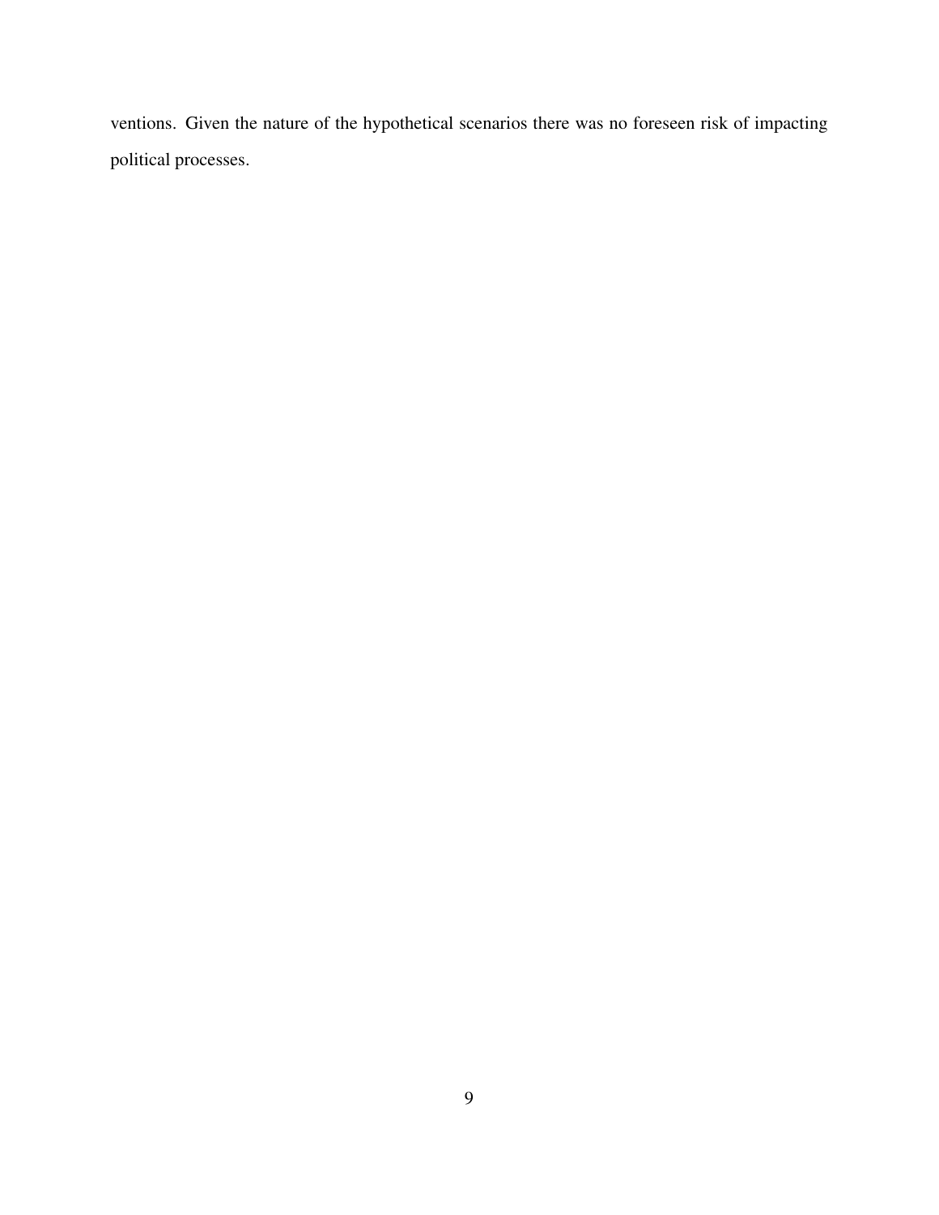ventions. Given the nature of the hypothetical scenarios there was no foreseen risk of impacting political processes.